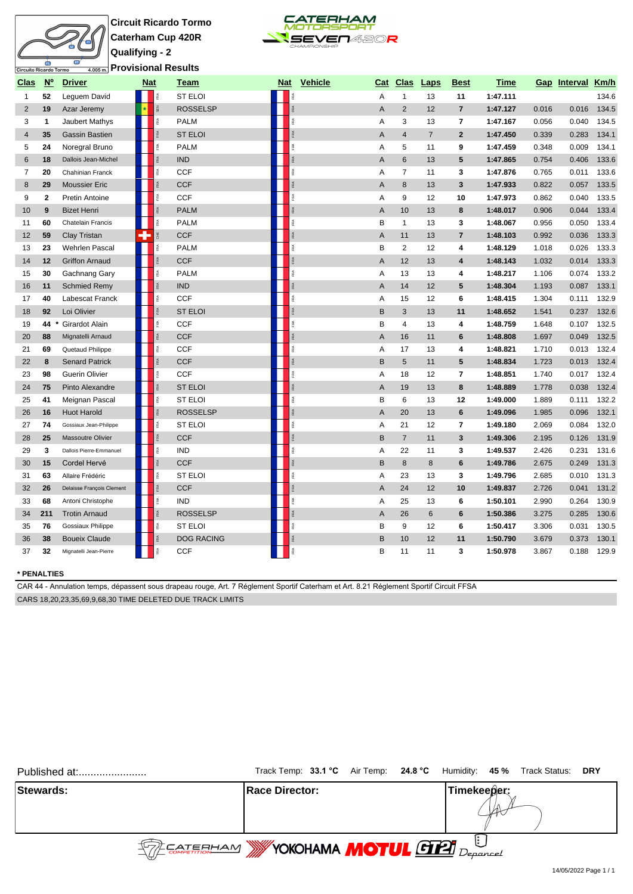**Circuit Ricardo Tormo**
**Caterham Cup 420R**
**Qualifying - 2**
**Provisional Results**

Circuito Ricardo Tormo 4.005 m.

| Clas | Nº | Driver | Nat | Team | Nat | Vehicle | Cat | Clas | Laps | Best | Time | Gap | Interval | Km/h |
|---|---|---|---|---|---|---|---|---|---|---|---|---|---|---|
| 1 | 52 | Leguem David | FRA | ST ELOI | FRA | | A | 1 | 13 | 11 | 1:47.111 | | | 134.6 |
| 2 | 19 | Azar Jeremy | SEN | ROSSELSP | FRA | | A | 2 | 12 | 7 | 1:47.127 | 0.016 | 0.016 | 134.5 |
| 3 | 1 | Jaubert Mathys | FRA | PALM | FRA | | A | 3 | 13 | 7 | 1:47.167 | 0.056 | 0.040 | 134.5 |
| 4 | 35 | Gassin Bastien | FRA | ST ELOI | FRA | | A | 4 | 7 | 2 | 1:47.450 | 0.339 | 0.283 | 134.1 |
| 5 | 24 | Noregral Bruno | FRA | PALM | FRA | | A | 5 | 11 | 9 | 1:47.459 | 0.348 | 0.009 | 134.1 |
| 6 | 18 | Dallois Jean-Michel | FRA | IND | FRA | | A | 6 | 13 | 5 | 1:47.865 | 0.754 | 0.406 | 133.6 |
| 7 | 20 | Chahinian Franck | FRA | CCF | FRA | | A | 7 | 11 | 3 | 1:47.876 | 0.765 | 0.011 | 133.6 |
| 8 | 29 | Moussier Eric | FRA | CCF | FRA | | A | 8 | 13 | 3 | 1:47.933 | 0.822 | 0.057 | 133.5 |
| 9 | 2 | Pretin Antoine | FRA | CCF | FRA | | A | 9 | 12 | 10 | 1:47.973 | 0.862 | 0.040 | 133.5 |
| 10 | 9 | Bizet Henri | FRA | PALM | FRA | | A | 10 | 13 | 8 | 1:48.017 | 0.906 | 0.044 | 133.4 |
| 11 | 60 | Chatelain Francis | FRA | PALM | FRA | | B | 1 | 13 | 3 | 1:48.067 | 0.956 | 0.050 | 133.4 |
| 12 | 59 | Clay Tristan | CHE | CCF | FRA | | A | 11 | 13 | 7 | 1:48.103 | 0.992 | 0.036 | 133.3 |
| 13 | 23 | Wehrlen Pascal | FRA | PALM | FRA | | B | 2 | 12 | 4 | 1:48.129 | 1.018 | 0.026 | 133.3 |
| 14 | 12 | Griffon Arnaud | FRA | CCF | FRA | | A | 12 | 13 | 4 | 1:48.143 | 1.032 | 0.014 | 133.3 |
| 15 | 30 | Gachnang Gary | FRA | PALM | FRA | | A | 13 | 13 | 4 | 1:48.217 | 1.106 | 0.074 | 133.2 |
| 16 | 11 | Schmied Remy | FRA | IND | FRA | | A | 14 | 12 | 5 | 1:48.304 | 1.193 | 0.087 | 133.1 |
| 17 | 40 | Labescat Franck | FRA | CCF | FRA | | A | 15 | 12 | 6 | 1:48.415 | 1.304 | 0.111 | 132.9 |
| 18 | 92 | Loi Olivier | FRA | ST ELOI | FRA | | B | 3 | 13 | 11 | 1:48.652 | 1.541 | 0.237 | 132.6 |
| 19 | 44 * | Girardot Alain | FRA | CCF | FRA | | B | 4 | 13 | 4 | 1:48.759 | 1.648 | 0.107 | 132.5 |
| 20 | 88 | Mignatelli Arnaud | FRA | CCF | FRA | | A | 16 | 11 | 6 | 1:48.808 | 1.697 | 0.049 | 132.5 |
| 21 | 69 | Quetaud Philippe | FRA | CCF | FRA | | A | 17 | 13 | 4 | 1:48.821 | 1.710 | 0.013 | 132.4 |
| 22 | 8 | Senard Patrick | FRA | CCF | FRA | | B | 5 | 11 | 5 | 1:48.834 | 1.723 | 0.013 | 132.4 |
| 23 | 98 | Guerin Olivier | FRA | CCF | FRA | | A | 18 | 12 | 7 | 1:48.851 | 1.740 | 0.017 | 132.4 |
| 24 | 75 | Pinto Alexandre | FRA | ST ELOI | FRA | | A | 19 | 13 | 8 | 1:48.889 | 1.778 | 0.038 | 132.4 |
| 25 | 41 | Meignan Pascal | FRA | ST ELOI | FRA | | B | 6 | 13 | 12 | 1:49.000 | 1.889 | 0.111 | 132.2 |
| 26 | 16 | Huot Harold | FRA | ROSSELSP | FRA | | A | 20 | 13 | 6 | 1:49.096 | 1.985 | 0.096 | 132.1 |
| 27 | 74 | Gossiaux Jean-Philippe | FRA | ST ELOI | FRA | | A | 21 | 12 | 7 | 1:49.180 | 2.069 | 0.084 | 132.0 |
| 28 | 25 | Massoutre Olivier | FRA | CCF | FRA | | B | 7 | 11 | 3 | 1:49.306 | 2.195 | 0.126 | 131.9 |
| 29 | 3 | Dallois Pierre-Emmanuel | FRA | IND | FRA | | A | 22 | 11 | 3 | 1:49.537 | 2.426 | 0.231 | 131.6 |
| 30 | 15 | Cordel Hervé | FRA | CCF | FRA | | B | 8 | 8 | 6 | 1:49.786 | 2.675 | 0.249 | 131.3 |
| 31 | 63 | Allaire Frédéric | FRA | ST ELOI | FRA | | A | 23 | 13 | 3 | 1:49.796 | 2.685 | 0.010 | 131.3 |
| 32 | 26 | Delaisse François Clement | FRA | CCF | FRA | | A | 24 | 12 | 10 | 1:49.837 | 2.726 | 0.041 | 131.2 |
| 33 | 68 | Antoni Christophe | FRA | IND | FRA | | A | 25 | 13 | 6 | 1:50.101 | 2.990 | 0.264 | 130.9 |
| 34 | 211 | Trotin Arnaud | FRA | ROSSELSP | FRA | | A | 26 | 6 | 6 | 1:50.386 | 3.275 | 0.285 | 130.6 |
| 35 | 76 | Gossiaux Philippe | FRA | ST ELOI | FRA | | B | 9 | 12 | 6 | 1:50.417 | 3.306 | 0.031 | 130.5 |
| 36 | 38 | Boueix Claude | FRA | DOG RACING | FRA | | B | 10 | 12 | 11 | 1:50.790 | 3.679 | 0.373 | 130.1 |
| 37 | 32 | Mignatelli Jean-Pierre | FRA | CCF | FRA | | B | 11 | 11 | 3 | 1:50.978 | 3.867 | 0.188 | 129.9 |

**\* PENALTIES**

CAR 44 - Annulation temps, dépassent sous drapeau rouge, Art. 7 Réglement Sportif Caterham et Art. 8.21 Réglement Sportif Circuit FFSA

CARS 18,20,23,35,69,9,68,30 TIME DELETED DUE TRACK LIMITS

Published at:........................ Track Temp: **33.1 °C** Air Temp: **24.8 °C** Humidity: **45 %** Track Status: **DRY**

| Stewards: | Race Director: | Timekeeper: |
|---|---|---|
| | | |

14/05/2022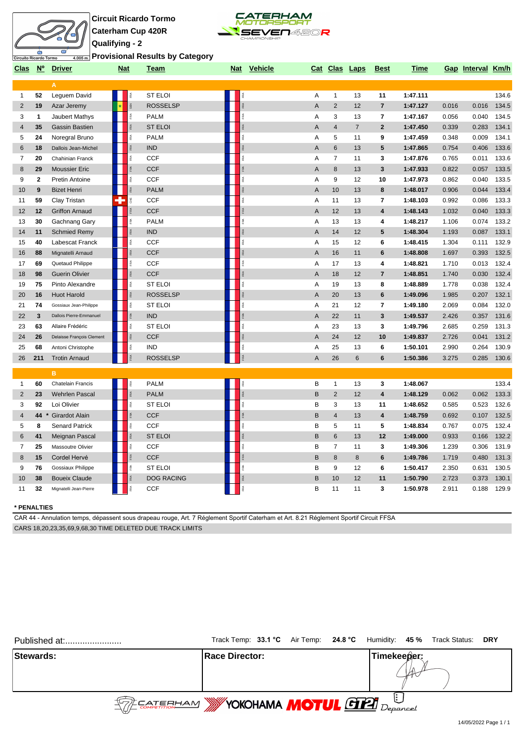**Circuit Ricardo Tormo**
**Caterham Cup 420R**
**Qualifying - 2**
**Provisional Results by Category**

| Clas | Nº | Driver | Nat | Team | Nat | Vehicle | Cat | Clas | Laps | Best | Time | Gap | Interval | Km/h |
|---|---|---|---|---|---|---|---|---|---|---|---|---|---|---|
| | | **A** | | | | | | | | | | | | |
| 1 | **52** | Leguem David | FRA | ST ELOI | FRA | | A | 1 | 13 | **11** | **1:47.111** | | | 134.6 |
| 2 | **19** | Azar Jeremy | SEN | ROSSELSP | FRA | | A | 2 | 12 | **7** | **1:47.127** | 0.016 | 0.016 | 134.5 |
| 3 | **1** | Jaubert Mathys | FRA | PALM | FRA | | A | 3 | 13 | **7** | **1:47.167** | 0.056 | 0.040 | 134.5 |
| 4 | **35** | Gassin Bastien | FRA | ST ELOI | FRA | | A | 4 | 7 | **2** | **1:47.450** | 0.339 | 0.283 | 134.1 |
| 5 | **24** | Noregral Bruno | FRA | PALM | FRA | | A | 5 | 11 | **9** | **1:47.459** | 0.348 | 0.009 | 134.1 |
| 6 | **18** | Dallois Jean-Michel | FRA | IND | FRA | | A | 6 | 13 | **5** | **1:47.865** | 0.754 | 0.406 | 133.6 |
| 7 | **20** | Chahinian Franck | FRA | CCF | FRA | | A | 7 | 11 | **3** | **1:47.876** | 0.765 | 0.011 | 133.6 |
| 8 | **29** | Moussier Eric | FRA | CCF | FRA | | A | 8 | 13 | **3** | **1:47.933** | 0.822 | 0.057 | 133.5 |
| 9 | **2** | Pretin Antoine | FRA | CCF | FRA | | A | 9 | 12 | **10** | **1:47.973** | 0.862 | 0.040 | 133.5 |
| 10 | **9** | Bizet Henri | FRA | PALM | FRA | | A | 10 | 13 | **8** | **1:48.017** | 0.906 | 0.044 | 133.4 |
| 11 | **59** | Clay Tristan | CHE | CCF | FRA | | A | 11 | 13 | **7** | **1:48.103** | 0.992 | 0.086 | 133.3 |
| 12 | **12** | Griffon Arnaud | FRA | CCF | FRA | | A | 12 | 13 | **4** | **1:48.143** | 1.032 | 0.040 | 133.3 |
| 13 | **30** | Gachnang Gary | FRA | PALM | FRA | | A | 13 | 13 | **4** | **1:48.217** | 1.106 | 0.074 | 133.2 |
| 14 | **11** | Schmied Remy | FRA | IND | FRA | | A | 14 | 12 | **5** | **1:48.304** | 1.193 | 0.087 | 133.1 |
| 15 | **40** | Labescat Franck | FRA | CCF | FRA | | A | 15 | 12 | **6** | **1:48.415** | 1.304 | 0.111 | 132.9 |
| 16 | **88** | Mignatelli Arnaud | FRA | CCF | FRA | | A | 16 | 11 | **6** | **1:48.808** | 1.697 | 0.393 | 132.5 |
| 17 | **69** | Quetaud Philippe | FRA | CCF | FRA | | A | 17 | 13 | **4** | **1:48.821** | 1.710 | 0.013 | 132.4 |
| 18 | **98** | Guerin Olivier | FRA | CCF | FRA | | A | 18 | 12 | **7** | **1:48.851** | 1.740 | 0.030 | 132.4 |
| 19 | **75** | Pinto Alexandre | FRA | ST ELOI | FRA | | A | 19 | 13 | **8** | **1:48.889** | 1.778 | 0.038 | 132.4 |
| 20 | **16** | Huot Harold | FRA | ROSSELSP | FRA | | A | 20 | 13 | **6** | **1:49.096** | 1.985 | 0.207 | 132.1 |
| 21 | **74** | Gossiaux Jean-Philippe | FRA | ST ELOI | FRA | | A | 21 | 12 | **7** | **1:49.180** | 2.069 | 0.084 | 132.0 |
| 22 | **3** | Dallois Pierre-Emmanuel | FRA | IND | FRA | | A | 22 | 11 | **3** | **1:49.537** | 2.426 | 0.357 | 131.6 |
| 23 | **63** | Allaire Frédéric | FRA | ST ELOI | FRA | | A | 23 | 13 | **3** | **1:49.796** | 2.685 | 0.259 | 131.3 |
| 24 | **26** | Delaisse François Clement | FRA | CCF | FRA | | A | 24 | 12 | **10** | **1:49.837** | 2.726 | 0.041 | 131.2 |
| 25 | **68** | Antoni Christophe | FRA | IND | FRA | | A | 25 | 13 | **6** | **1:50.101** | 2.990 | 0.264 | 130.9 |
| 26 | **211** | Trotin Arnaud | FRA | ROSSELSP | FRA | | A | 26 | 6 | **6** | **1:50.386** | 3.275 | 0.285 | 130.6 |
| | | **B** | | | | | | | | | | | | |
| 1 | **60** | Chatelain Francis | FRA | PALM | FRA | | B | 1 | 13 | **3** | **1:48.067** | | | 133.4 |
| 2 | **23** | Wehrlen Pascal | FRA | PALM | FRA | | B | 2 | 12 | **4** | **1:48.129** | 0.062 | 0.062 | 133.3 |
| 3 | **92** | Loi Olivier | FRA | ST ELOI | FRA | | B | 3 | 13 | **11** | **1:48.652** | 0.585 | 0.523 | 132.6 |
| 4 | **44** * | Girardot Alain | FRA | CCF | FRA | | B | 4 | 13 | **4** | **1:48.759** | 0.692 | 0.107 | 132.5 |
| 5 | **8** | Senard Patrick | FRA | CCF | FRA | | B | 5 | 11 | **5** | **1:48.834** | 0.767 | 0.075 | 132.4 |
| 6 | **41** | Meignan Pascal | FRA | ST ELOI | FRA | | B | 6 | 13 | **12** | **1:49.000** | 0.933 | 0.166 | 132.2 |
| 7 | **25** | Massoutre Olivier | FRA | CCF | FRA | | B | 7 | 11 | **3** | **1:49.306** | 1.239 | 0.306 | 131.9 |
| 8 | **15** | Cordel Hervé | FRA | CCF | FRA | | B | 8 | 8 | **6** | **1:49.786** | 1.719 | 0.480 | 131.3 |
| 9 | **76** | Gossiaux Philippe | FRA | ST ELOI | FRA | | B | 9 | 12 | **6** | **1:50.417** | 2.350 | 0.631 | 130.5 |
| 10 | **38** | Boueix Claude | FRA | DOG RACING | FRA | | B | 10 | 12 | **11** | **1:50.790** | 2.723 | 0.373 | 130.1 |
| 11 | **32** | Mignatelli Jean-Pierre | FRA | CCF | FRA | | B | 11 | 11 | **3** | **1:50.978** | 2.911 | 0.188 | 129.9 |

**\* PENALTIES**

CAR 44 - Annulation temps, dépassent sous drapeau rouge, Art. 7 Réglement Sportif Caterham et Art. 8.21 Réglement Sportif Circuit FFSA

CARS 18,20,23,35,69,9,68,30 TIME DELETED DUE TRACK LIMITS

Published at:........................

Track Temp: **33.1 °C** Air Temp: **24.8 °C** Humidity: **45 %** Track Status: **DRY**

| **Stewards:** | **Race Director:** | **Timekeeper:** |
|---|---|---|
| | | |

14/05/2022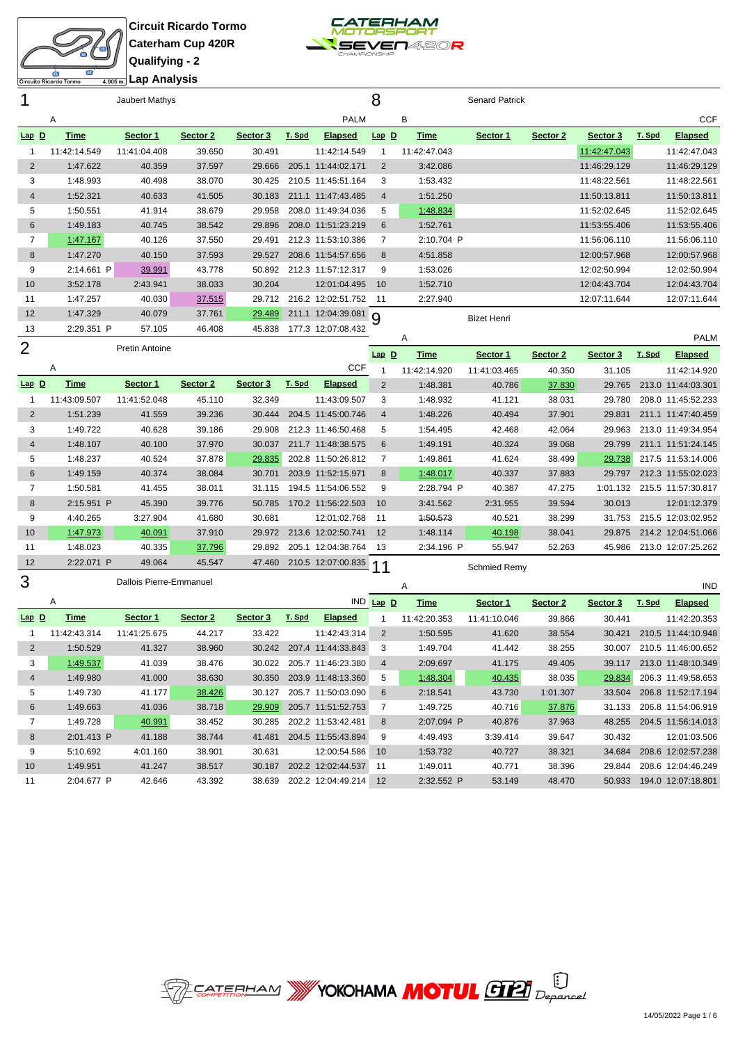Circuit Ricardo Tormo
Caterham Cup 420R
Qualifying - 2
Lap Analysis

## 1 Jaubert Mathys — A — PALM

| Lap | D | Time | Sector 1 | Sector 2 | Sector 3 | T. Spd | Elapsed |
|---|---|---|---|---|---|---|---|
| 1 | | 11:42:14.549 | 11:41:04.408 | 39.650 | 30.491 | | 11:42:14.549 |
| 2 | | 1:47.622 | 40.359 | 37.597 | 29.666 | 205.1 | 11:44:02.171 |
| 3 | | 1:48.993 | 40.498 | 38.070 | 30.425 | 210.5 | 11:45:51.164 |
| 4 | | 1:52.321 | 40.633 | 41.505 | 30.183 | 211.1 | 11:47:43.485 |
| 5 | | 1:50.551 | 41.914 | 38.679 | 29.958 | 208.0 | 11:49:34.036 |
| 6 | | 1:49.183 | 40.745 | 38.542 | 29.896 | 208.0 | 11:51:23.219 |
| 7 | | 1:47.167 | 40.126 | 37.550 | 29.491 | 212.3 | 11:53:10.386 |
| 8 | | 1:47.270 | 40.150 | 37.593 | 29.527 | 208.6 | 11:54:57.656 |
| 9 | | 2:14.661 P | 39.991 | 43.778 | 50.892 | 212.3 | 11:57:12.317 |
| 10 | | 3:52.178 | 2:43.941 | 38.033 | 30.204 | | 12:01:04.495 |
| 11 | | 1:47.257 | 40.030 | 37.515 | 29.712 | 216.2 | 12:02:51.752 |
| 12 | | 1:47.329 | 40.079 | 37.761 | 29.489 | 211.1 | 12:04:39.081 |
| 13 | | 2:29.351 P | 57.105 | 46.408 | 45.838 | 177.3 | 12:07:08.432 |

## 2 Pretin Antoine — A — CCF

| Lap | D | Time | Sector 1 | Sector 2 | Sector 3 | T. Spd | Elapsed |
|---|---|---|---|---|---|---|---|
| 1 | | 11:43:09.507 | 11:41:52.048 | 45.110 | 32.349 | | 11:43:09.507 |
| 2 | | 1:51.239 | 41.559 | 39.236 | 30.444 | 204.5 | 11:45:00.746 |
| 3 | | 1:49.722 | 40.628 | 39.186 | 29.908 | 212.3 | 11:46:50.468 |
| 4 | | 1:48.107 | 40.100 | 37.970 | 30.037 | 211.7 | 11:48:38.575 |
| 5 | | 1:48.237 | 40.524 | 37.878 | 29.835 | 202.8 | 11:50:26.812 |
| 6 | | 1:49.159 | 40.374 | 38.084 | 30.701 | 203.9 | 11:52:15.971 |
| 7 | | 1:50.581 | 41.455 | 38.011 | 31.115 | 194.5 | 11:54:06.552 |
| 8 | | 2:15.951 P | 45.390 | 39.776 | 50.785 | 170.2 | 11:56:22.503 |
| 9 | | 4:40.265 | 3:27.904 | 41.680 | 30.681 | | 12:01:02.768 |
| 10 | | 1:47.973 | 40.091 | 37.910 | 29.972 | 213.6 | 12:02:50.741 |
| 11 | | 1:48.023 | 40.335 | 37.796 | 29.892 | 205.1 | 12:04:38.764 |
| 12 | | 2:22.071 P | 49.064 | 45.547 | 47.460 | 210.5 | 12:07:00.835 |

## 3 Dallois Pierre-Emmanuel — A — IND

| Lap | D | Time | Sector 1 | Sector 2 | Sector 3 | T. Spd | Elapsed |
|---|---|---|---|---|---|---|---|
| 1 | | 11:42:43.314 | 11:41:25.675 | 44.217 | 33.422 | | 11:42:43.314 |
| 2 | | 1:50.529 | 41.327 | 38.960 | 30.242 | 207.4 | 11:44:33.843 |
| 3 | | 1:49.537 | 41.039 | 38.476 | 30.022 | 205.7 | 11:46:23.380 |
| 4 | | 1:49.980 | 41.000 | 38.630 | 30.350 | 203.9 | 11:48:13.360 |
| 5 | | 1:49.730 | 41.177 | 38.426 | 30.127 | 205.7 | 11:50:03.090 |
| 6 | | 1:49.663 | 41.036 | 38.718 | 29.909 | 205.7 | 11:51:52.753 |
| 7 | | 1:49.728 | 40.991 | 38.452 | 30.285 | 202.2 | 11:53:42.481 |
| 8 | | 2:01.413 P | 41.188 | 38.744 | 41.481 | 204.5 | 11:55:43.894 |
| 9 | | 5:10.692 | 4:01.160 | 38.901 | 30.631 | | 12:00:54.586 |
| 10 | | 1:49.951 | 41.247 | 38.517 | 30.187 | 202.2 | 12:02:44.537 |
| 11 | | 2:04.677 P | 42.646 | 43.392 | 38.639 | 202.2 | 12:04:49.214 |

## 8 Senard Patrick — B — CCF

| Lap | D | Time | Sector 1 | Sector 2 | Sector 3 | T. Spd | Elapsed |
|---|---|---|---|---|---|---|---|
| 1 | | 11:42:47.043 | | | 11:42:47.043 | | 11:42:47.043 |
| 2 | | 3:42.086 | | | 11:46:29.129 | | 11:46:29.129 |
| 3 | | 1:53.432 | | | 11:48:22.561 | | 11:48:22.561 |
| 4 | | 1:51.250 | | | 11:50:13.811 | | 11:50:13.811 |
| 5 | | 1:48.834 | | | 11:52:02.645 | | 11:52:02.645 |
| 6 | | 1:52.761 | | | 11:53:55.406 | | 11:53:55.406 |
| 7 | | 2:10.704 P | | | 11:56:06.110 | | 11:56:06.110 |
| 8 | | 4:51.858 | | | 12:00:57.968 | | 12:00:57.968 |
| 9 | | 1:53.026 | | | 12:02:50.994 | | 12:02:50.994 |
| 10 | | 1:52.710 | | | 12:04:43.704 | | 12:04:43.704 |
| 11 | | 2:27.940 | | | 12:07:11.644 | | 12:07:11.644 |

## 9 Bizet Henri — A — PALM

| Lap | D | Time | Sector 1 | Sector 2 | Sector 3 | T. Spd | Elapsed |
|---|---|---|---|---|---|---|---|
| 1 | | 11:42:14.920 | 11:41:03.465 | 40.350 | 31.105 | | 11:42:14.920 |
| 2 | | 1:48.381 | 40.786 | 37.830 | 29.765 | 213.0 | 11:44:03.301 |
| 3 | | 1:48.932 | 41.121 | 38.031 | 29.780 | 208.0 | 11:45:52.233 |
| 4 | | 1:48.226 | 40.494 | 37.901 | 29.831 | 211.1 | 11:47:40.459 |
| 5 | | 1:54.495 | 42.468 | 42.064 | 29.963 | 213.0 | 11:49:34.954 |
| 6 | | 1:49.191 | 40.324 | 39.068 | 29.799 | 211.1 | 11:51:24.145 |
| 7 | | 1:49.861 | 41.624 | 38.499 | 29.738 | 217.5 | 11:53:14.006 |
| 8 | | 1:48.017 | 40.337 | 37.883 | 29.797 | 212.3 | 11:55:02.023 |
| 9 | | 2:28.794 P | 40.387 | 47.275 | 1:01.132 | 215.5 | 11:57:30.817 |
| 10 | | 3:41.562 | 2:31.955 | 39.594 | 30.013 | | 12:01:12.379 |
| 11 | | ~~1:50.573~~ | 40.521 | 38.299 | 31.753 | 215.5 | 12:03:02.952 |
| 12 | | 1:48.114 | 40.198 | 38.041 | 29.875 | 214.2 | 12:04:51.066 |
| 13 | | 2:34.196 P | 55.947 | 52.263 | 45.986 | 213.0 | 12:07:25.262 |

## 11 Schmied Remy — A — IND

| Lap | D | Time | Sector 1 | Sector 2 | Sector 3 | T. Spd | Elapsed |
|---|---|---|---|---|---|---|---|
| 1 | | 11:42:20.353 | 11:41:10.046 | 39.866 | 30.441 | | 11:42:20.353 |
| 2 | | 1:50.595 | 41.620 | 38.554 | 30.421 | 210.5 | 11:44:10.948 |
| 3 | | 1:49.704 | 41.442 | 38.255 | 30.007 | 210.5 | 11:46:00.652 |
| 4 | | 2:09.697 | 41.175 | 49.405 | 39.117 | 213.0 | 11:48:10.349 |
| 5 | | 1:48.304 | 40.435 | 38.035 | 29.834 | 206.3 | 11:49:58.653 |
| 6 | | 2:18.541 | 43.730 | 1:01.307 | 33.504 | 206.8 | 11:52:17.194 |
| 7 | | 1:49.725 | 40.716 | 37.876 | 31.133 | 206.8 | 11:54:06.919 |
| 8 | | 2:07.094 P | 40.876 | 37.963 | 48.255 | 204.5 | 11:56:14.013 |
| 9 | | 4:49.493 | 3:39.414 | 39.647 | 30.432 | | 12:01:03.506 |
| 10 | | 1:53.732 | 40.727 | 38.321 | 34.684 | 208.6 | 12:02:57.238 |
| 11 | | 1:49.011 | 40.771 | 38.396 | 29.844 | 208.6 | 12:04:46.249 |
| 12 | | 2:32.552 P | 53.149 | 48.470 | 50.933 | 194.0 | 12:07:18.801 |

14/05/2022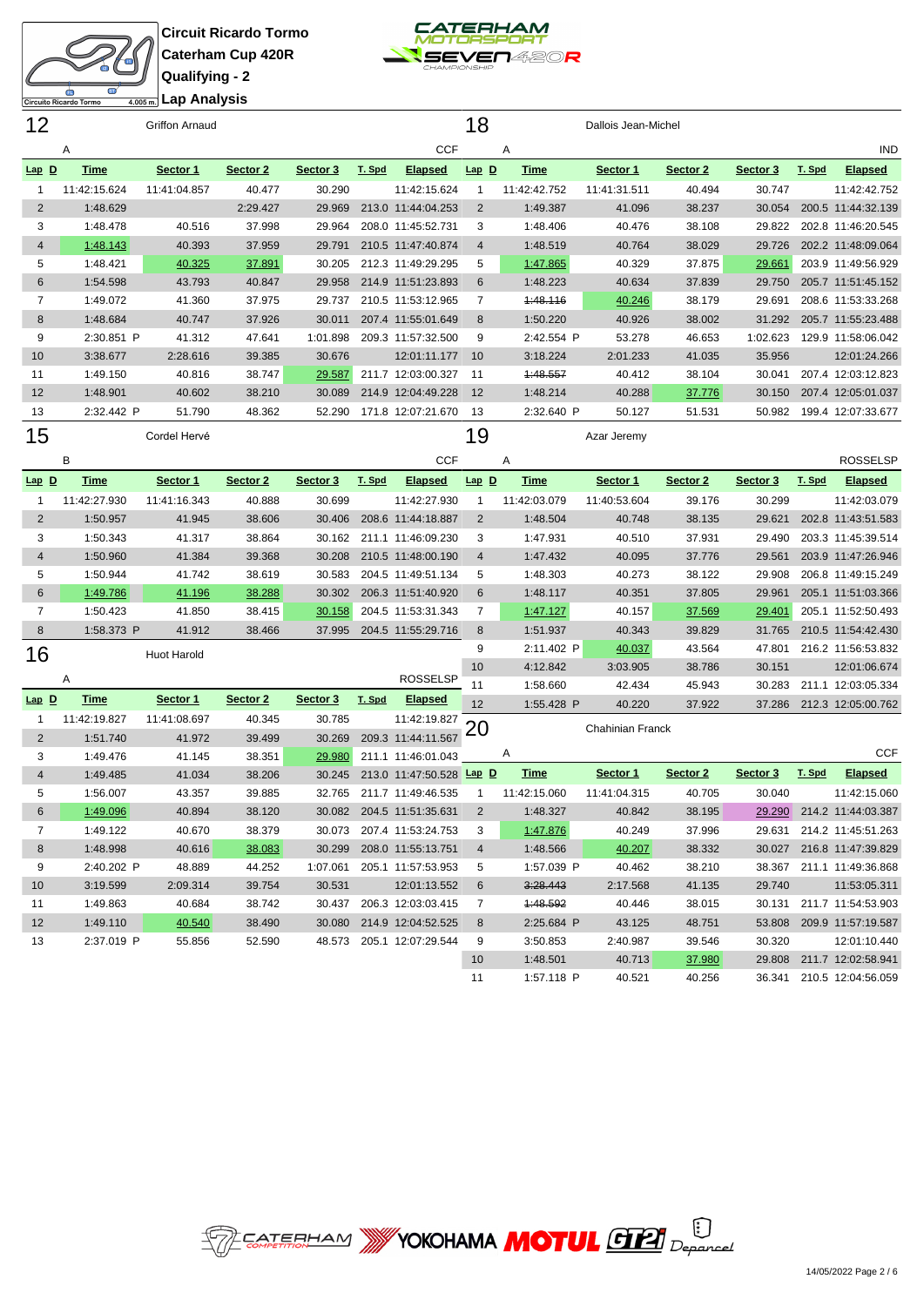# Circuit Ricardo Tormo
## Caterham Cup 420R
## Qualifying - 2
## Lap Analysis

### 12 Griffon Arnaud — A — CCF

| Lap | D | Time | Sector 1 | Sector 2 | Sector 3 | T. Spd | Elapsed |
|---|---|---|---|---|---|---|---|
| 1 | | 11:42:15.624 | 11:41:04.857 | 40.477 | 30.290 | | 11:42:15.624 |
| 2 | | 1:48.629 | | 2:29.427 | 29.969 | 213.0 | 11:44:04.253 |
| 3 | | 1:48.478 | 40.516 | 37.998 | 29.964 | 208.0 | 11:45:52.731 |
| 4 | | 1:48.143 | 40.393 | 37.959 | 29.791 | 210.5 | 11:47:40.874 |
| 5 | | 1:48.421 | 40.325 | 37.891 | 30.205 | 212.3 | 11:49:29.295 |
| 6 | | 1:54.598 | 43.793 | 40.847 | 29.958 | 214.9 | 11:51:23.893 |
| 7 | | 1:49.072 | 41.360 | 37.975 | 29.737 | 210.5 | 11:53:12.965 |
| 8 | | 1:48.684 | 40.747 | 37.926 | 30.011 | 207.4 | 11:55:01.649 |
| 9 | | 2:30.851 P | 41.312 | 47.641 | 1:01.898 | 209.3 | 11:57:32.500 |
| 10 | | 3:38.677 | 2:28.616 | 39.385 | 30.676 | | 12:01:11.177 |
| 11 | | 1:49.150 | 40.816 | 38.747 | 29.587 | 211.7 | 12:03:00.327 |
| 12 | | 1:48.901 | 40.602 | 38.210 | 30.089 | 214.9 | 12:04:49.228 |
| 13 | | 2:32.442 P | 51.790 | 48.362 | 52.290 | 171.8 | 12:07:21.670 |

### 15 Cordel Hervé — B — CCF

| Lap | D | Time | Sector 1 | Sector 2 | Sector 3 | T. Spd | Elapsed |
|---|---|---|---|---|---|---|---|
| 1 | | 11:42:27.930 | 11:41:16.343 | 40.888 | 30.699 | | 11:42:27.930 |
| 2 | | 1:50.957 | 41.945 | 38.606 | 30.406 | 208.6 | 11:44:18.887 |
| 3 | | 1:50.343 | 41.317 | 38.864 | 30.162 | 211.1 | 11:46:09.230 |
| 4 | | 1:50.960 | 41.384 | 39.368 | 30.208 | 210.5 | 11:48:00.190 |
| 5 | | 1:50.944 | 41.742 | 38.619 | 30.583 | 204.5 | 11:49:51.134 |
| 6 | | 1:49.786 | 41.196 | 38.288 | 30.302 | 206.3 | 11:51:40.920 |
| 7 | | 1:50.423 | 41.850 | 38.415 | 30.158 | 204.5 | 11:53:31.343 |
| 8 | | 1:58.373 P | 41.912 | 38.466 | 37.995 | 204.5 | 11:55:29.716 |

### 16 Huot Harold — A — ROSSELSP

| Lap | D | Time | Sector 1 | Sector 2 | Sector 3 | T. Spd | Elapsed |
|---|---|---|---|---|---|---|---|
| 1 | | 11:42:19.827 | 11:41:08.697 | 40.345 | 30.785 | | 11:42:19.827 |
| 2 | | 1:51.740 | 41.972 | 39.499 | 30.269 | 209.3 | 11:44:11.567 |
| 3 | | 1:49.476 | 41.145 | 38.351 | 29.980 | 211.1 | 11:46:01.043 |
| 4 | | 1:49.485 | 41.034 | 38.206 | 30.245 | 213.0 | 11:47:50.528 |
| 5 | | 1:56.007 | 43.357 | 39.885 | 32.765 | 211.7 | 11:49:46.535 |
| 6 | | 1:49.096 | 40.894 | 38.120 | 30.082 | 204.5 | 11:51:35.631 |
| 7 | | 1:49.122 | 40.670 | 38.379 | 30.073 | 207.4 | 11:53:24.753 |
| 8 | | 1:48.998 | 40.616 | 38.083 | 30.299 | 208.0 | 11:55:13.751 |
| 9 | | 2:40.202 P | 48.889 | 44.252 | 1:07.061 | 205.1 | 11:57:53.953 |
| 10 | | 3:19.599 | 2:09.314 | 39.754 | 30.531 | | 12:01:13.552 |
| 11 | | 1:49.863 | 40.684 | 38.742 | 30.437 | 206.3 | 12:03:03.415 |
| 12 | | 1:49.110 | 40.540 | 38.490 | 30.080 | 214.9 | 12:04:52.525 |
| 13 | | 2:37.019 P | 55.856 | 52.590 | 48.573 | 205.1 | 12:07:29.544 |

### 18 Dallois Jean-Michel — A — IND

| Lap | D | Time | Sector 1 | Sector 2 | Sector 3 | T. Spd | Elapsed |
|---|---|---|---|---|---|---|---|
| 1 | | 11:42:42.752 | 11:41:31.511 | 40.494 | 30.747 | | 11:42:42.752 |
| 2 | | 1:49.387 | 41.096 | 38.237 | 30.054 | 200.5 | 11:44:32.139 |
| 3 | | 1:48.406 | 40.476 | 38.108 | 29.822 | 202.8 | 11:46:20.545 |
| 4 | | 1:48.519 | 40.764 | 38.029 | 29.726 | 202.2 | 11:48:09.064 |
| 5 | | 1:47.865 | 40.329 | 37.875 | 29.661 | 203.9 | 11:49:56.929 |
| 6 | | 1:48.223 | 40.634 | 37.839 | 29.750 | 205.7 | 11:51:45.152 |
| 7 | | ~~1:48.116~~ | 40.246 | 38.179 | 29.691 | 208.6 | 11:53:33.268 |
| 8 | | 1:50.220 | 40.926 | 38.002 | 31.292 | 205.7 | 11:55:23.488 |
| 9 | | 2:42.554 P | 53.278 | 46.653 | 1:02.623 | 129.9 | 11:58:06.042 |
| 10 | | 3:18.224 | 2:01.233 | 41.035 | 35.956 | | 12:01:24.266 |
| 11 | | ~~1:48.557~~ | 40.412 | 38.104 | 30.041 | 207.4 | 12:03:12.823 |
| 12 | | 1:48.214 | 40.288 | 37.776 | 30.150 | 207.4 | 12:05:01.037 |
| 13 | | 2:32.640 P | 50.127 | 51.531 | 50.982 | 199.4 | 12:07:33.677 |

### 19 Azar Jeremy — A — ROSSELSP

| Lap | D | Time | Sector 1 | Sector 2 | Sector 3 | T. Spd | Elapsed |
|---|---|---|---|---|---|---|---|
| 1 | | 11:42:03.079 | 11:40:53.604 | 39.176 | 30.299 | | 11:42:03.079 |
| 2 | | 1:48.504 | 40.748 | 38.135 | 29.621 | 202.8 | 11:43:51.583 |
| 3 | | 1:47.931 | 40.510 | 37.931 | 29.490 | 203.3 | 11:45:39.514 |
| 4 | | 1:47.432 | 40.095 | 37.776 | 29.561 | 203.9 | 11:47:26.946 |
| 5 | | 1:48.303 | 40.273 | 38.122 | 29.908 | 206.8 | 11:49:15.249 |
| 6 | | 1:48.117 | 40.351 | 37.805 | 29.961 | 205.1 | 11:51:03.366 |
| 7 | | 1:47.127 | 40.157 | 37.569 | 29.401 | 205.1 | 11:52:50.493 |
| 8 | | 1:51.937 | 40.343 | 39.829 | 31.765 | 210.5 | 11:54:42.430 |
| 9 | | 2:11.402 P | 40.037 | 43.564 | 47.801 | 216.2 | 11:56:53.832 |
| 10 | | 4:12.842 | 3:03.905 | 38.786 | 30.151 | | 12:01:06.674 |
| 11 | | 1:58.660 | 42.434 | 45.943 | 30.283 | 211.1 | 12:03:05.334 |
| 12 | | 1:55.428 P | 40.220 | 37.922 | 37.286 | 212.3 | 12:05:00.762 |

### 20 Chahinian Franck — A — CCF

| Lap | D | Time | Sector 1 | Sector 2 | Sector 3 | T. Spd | Elapsed |
|---|---|---|---|---|---|---|---|
| 1 | | 11:42:15.060 | 11:41:04.315 | 40.705 | 30.040 | | 11:42:15.060 |
| 2 | | 1:48.327 | 40.842 | 38.195 | 29.290 | 214.2 | 11:44:03.387 |
| 3 | | 1:47.876 | 40.249 | 37.996 | 29.631 | 214.2 | 11:45:51.263 |
| 4 | | 1:48.566 | 40.207 | 38.332 | 30.027 | 216.8 | 11:47:39.829 |
| 5 | | 1:57.039 P | 40.462 | 38.210 | 38.367 | 211.1 | 11:49:36.868 |
| 6 | | ~~3:28.443~~ | 2:17.568 | 41.135 | 29.740 | | 11:53:05.311 |
| 7 | | ~~1:48.592~~ | 40.446 | 38.015 | 30.131 | 211.7 | 11:54:53.903 |
| 8 | | 2:25.684 P | 43.125 | 48.751 | 53.808 | 209.9 | 11:57:19.587 |
| 9 | | 3:50.853 | 2:40.987 | 39.546 | 30.320 | | 12:01:10.440 |
| 10 | | 1:48.501 | 40.713 | 37.980 | 29.808 | 211.7 | 12:02:58.941 |
| 11 | | 1:57.118 P | 40.521 | 40.256 | 36.341 | 210.5 | 12:04:56.059 |

14/05/2022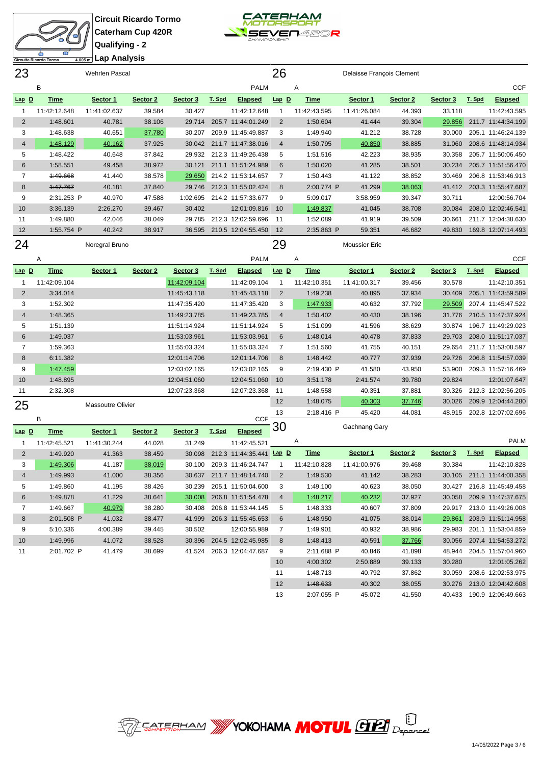**Circuit Ricardo Tormo**
**Caterham Cup 420R**
**Qualifying - 2**
**Lap Analysis**

## 23 Wehrlen Pascal — B — PALM

| Lap | D | Time | Sector 1 | Sector 2 | Sector 3 | T. Spd | Elapsed |
|---|---|---|---|---|---|---|---|
| 1 | | 11:42:12.648 | 11:41:02.637 | 39.584 | 30.427 | | 11:42:12.648 |
| 2 | | 1:48.601 | 40.781 | 38.106 | 29.714 | 205.7 | 11:44:01.249 |
| 3 | | 1:48.638 | 40.651 | 37.780 | 30.207 | 209.9 | 11:45:49.887 |
| 4 | | 1:48.129 | 40.162 | 37.925 | 30.042 | 211.7 | 11:47:38.016 |
| 5 | | 1:48.422 | 40.648 | 37.842 | 29.932 | 212.3 | 11:49:26.438 |
| 6 | | 1:58.551 | 49.458 | 38.972 | 30.121 | 211.1 | 11:51:24.989 |
| 7 | | ~~1:49.668~~ | 41.440 | 38.578 | 29.650 | 214.2 | 11:53:14.657 |
| 8 | | ~~1:47.767~~ | 40.181 | 37.840 | 29.746 | 212.3 | 11:55:02.424 |
| 9 | | 2:31.253 P | 40.970 | 47.588 | 1:02.695 | 214.2 | 11:57:33.677 |
| 10 | | 3:36.139 | 2:26.270 | 39.467 | 30.402 | | 12:01:09.816 |
| 11 | | 1:49.880 | 42.046 | 38.049 | 29.785 | 212.3 | 12:02:59.696 |
| 12 | | 1:55.754 P | 40.242 | 38.917 | 36.595 | 210.5 | 12:04:55.450 |

## 26 Delaisse François Clement — A — CCF

| Lap | D | Time | Sector 1 | Sector 2 | Sector 3 | T. Spd | Elapsed |
|---|---|---|---|---|---|---|---|
| 1 | | 11:42:43.595 | 11:41:26.084 | 44.393 | 33.118 | | 11:42:43.595 |
| 2 | | 1:50.604 | 41.444 | 39.304 | 29.856 | 211.7 | 11:44:34.199 |
| 3 | | 1:49.940 | 41.212 | 38.728 | 30.000 | 205.1 | 11:46:24.139 |
| 4 | | 1:50.795 | 40.850 | 38.885 | 31.060 | 208.6 | 11:48:14.934 |
| 5 | | 1:51.516 | 42.223 | 38.935 | 30.358 | 205.7 | 11:50:06.450 |
| 6 | | 1:50.020 | 41.285 | 38.501 | 30.234 | 205.7 | 11:51:56.470 |
| 7 | | 1:50.443 | 41.122 | 38.852 | 30.469 | 206.8 | 11:53:46.913 |
| 8 | | 2:00.774 P | 41.299 | 38.063 | 41.412 | 203.3 | 11:55:47.687 |
| 9 | | 5:09.017 | 3:58.959 | 39.347 | 30.711 | | 12:00:56.704 |
| 10 | | 1:49.837 | 41.045 | 38.708 | 30.084 | 208.0 | 12:02:46.541 |
| 11 | | 1:52.089 | 41.919 | 39.509 | 30.661 | 211.7 | 12:04:38.630 |
| 12 | | 2:35.863 P | 59.351 | 46.682 | 49.830 | 169.8 | 12:07:14.493 |

## 24 Noregral Bruno — A — PALM

| Lap | D | Time | Sector 1 | Sector 2 | Sector 3 | T. Spd | Elapsed |
|---|---|---|---|---|---|---|---|
| 1 | | 11:42:09.104 | | | 11:42:09.104 | | 11:42:09.104 |
| 2 | | 3:34.014 | | | 11:45:43.118 | | 11:45:43.118 |
| 3 | | 1:52.302 | | | 11:47:35.420 | | 11:47:35.420 |
| 4 | | 1:48.365 | | | 11:49:23.785 | | 11:49:23.785 |
| 5 | | 1:51.139 | | | 11:51:14.924 | | 11:51:14.924 |
| 6 | | 1:49.037 | | | 11:53:03.961 | | 11:53:03.961 |
| 7 | | 1:59.363 | | | 11:55:03.324 | | 11:55:03.324 |
| 8 | | 6:11.382 | | | 12:01:14.706 | | 12:01:14.706 |
| 9 | | 1:47.459 | | | 12:03:02.165 | | 12:03:02.165 |
| 10 | | 1:48.895 | | | 12:04:51.060 | | 12:04:51.060 |
| 11 | | 2:32.308 | | | 12:07:23.368 | | 12:07:23.368 |

## 29 Moussier Eric — A — CCF

| Lap | D | Time | Sector 1 | Sector 2 | Sector 3 | T. Spd | Elapsed |
|---|---|---|---|---|---|---|---|
| 1 | | 11:42:10.351 | 11:41:00.317 | 39.456 | 30.578 | | 11:42:10.351 |
| 2 | | 1:49.238 | 40.895 | 37.934 | 30.409 | 205.1 | 11:43:59.589 |
| 3 | | 1:47.933 | 40.632 | 37.792 | 29.509 | 207.4 | 11:45:47.522 |
| 4 | | 1:50.402 | 40.430 | 38.196 | 31.776 | 210.5 | 11:47:37.924 |
| 5 | | 1:51.099 | 41.596 | 38.629 | 30.874 | 196.7 | 11:49:29.023 |
| 6 | | 1:48.014 | 40.478 | 37.833 | 29.703 | 208.0 | 11:51:17.037 |
| 7 | | 1:51.560 | 41.755 | 40.151 | 29.654 | 211.7 | 11:53:08.597 |
| 8 | | 1:48.442 | 40.777 | 37.939 | 29.726 | 206.8 | 11:54:57.039 |
| 9 | | 2:19.430 P | 41.580 | 43.950 | 53.900 | 209.3 | 11:57:16.469 |
| 10 | | 3:51.178 | 2:41.574 | 39.780 | 29.824 | | 12:01:07.647 |
| 11 | | 1:48.558 | 40.351 | 37.881 | 30.326 | 212.3 | 12:02:56.205 |
| 12 | | 1:48.075 | 40.303 | 37.746 | 30.026 | 209.9 | 12:04:44.280 |
| 13 | | 2:18.416 P | 45.420 | 44.081 | 48.915 | 202.8 | 12:07:02.696 |

## 25 Massoutre Olivier — B — CCF

| Lap | D | Time | Sector 1 | Sector 2 | Sector 3 | T. Spd | Elapsed |
|---|---|---|---|---|---|---|---|
| 1 | | 11:42:45.521 | 11:41:30.244 | 44.028 | 31.249 | | 11:42:45.521 |
| 2 | | 1:49.920 | 41.363 | 38.459 | 30.098 | 212.3 | 11:44:35.441 |
| 3 | | 1:49.306 | 41.187 | 38.019 | 30.100 | 209.3 | 11:46:24.747 |
| 4 | | 1:49.993 | 41.000 | 38.356 | 30.637 | 211.7 | 11:48:14.740 |
| 5 | | 1:49.860 | 41.195 | 38.426 | 30.239 | 205.1 | 11:50:04.600 |
| 6 | | 1:49.878 | 41.229 | 38.641 | 30.008 | 206.8 | 11:51:54.478 |
| 7 | | 1:49.667 | 40.979 | 38.280 | 30.408 | 206.8 | 11:53:44.145 |
| 8 | | 2:01.508 P | 41.032 | 38.477 | 41.999 | 206.3 | 11:55:45.653 |
| 9 | | 5:10.336 | 4:00.389 | 39.445 | 30.502 | | 12:00:55.989 |
| 10 | | 1:49.996 | 41.072 | 38.528 | 30.396 | 204.5 | 12:02:45.985 |
| 11 | | 2:01.702 P | 41.479 | 38.699 | 41.524 | 206.3 | 12:04:47.687 |

## 30 Gachnang Gary — A — PALM

| Lap | D | Time | Sector 1 | Sector 2 | Sector 3 | T. Spd | Elapsed |
|---|---|---|---|---|---|---|---|
| 1 | | 11:42:10.828 | 11:41:00.976 | 39.468 | 30.384 | | 11:42:10.828 |
| 2 | | 1:49.530 | 41.142 | 38.283 | 30.105 | 211.1 | 11:44:00.358 |
| 3 | | 1:49.100 | 40.623 | 38.050 | 30.427 | 216.8 | 11:45:49.458 |
| 4 | | 1:48.217 | 40.232 | 37.927 | 30.058 | 209.9 | 11:47:37.675 |
| 5 | | 1:48.333 | 40.607 | 37.809 | 29.917 | 213.0 | 11:49:26.008 |
| 6 | | 1:48.950 | 41.075 | 38.014 | 29.861 | 203.9 | 11:51:14.958 |
| 7 | | 1:49.901 | 40.932 | 38.986 | 29.983 | 201.1 | 11:53:04.859 |
| 8 | | 1:48.413 | 40.591 | 37.766 | 30.056 | 207.4 | 11:54:53.272 |
| 9 | | 2:11.688 P | 40.846 | 41.898 | 48.944 | 204.5 | 11:57:04.960 |
| 10 | | 4:00.302 | 2:50.889 | 39.133 | 30.280 | | 12:01:05.262 |
| 11 | | 1:48.713 | 40.792 | 37.862 | 30.059 | 208.6 | 12:02:53.975 |
| 12 | | ~~1:48.633~~ | 40.302 | 38.055 | 30.276 | 213.0 | 12:04:42.608 |
| 13 | | 2:07.055 P | 45.072 | 41.550 | 40.433 | 190.9 | 12:06:49.663 |

14/05/2022 Page 3 / 6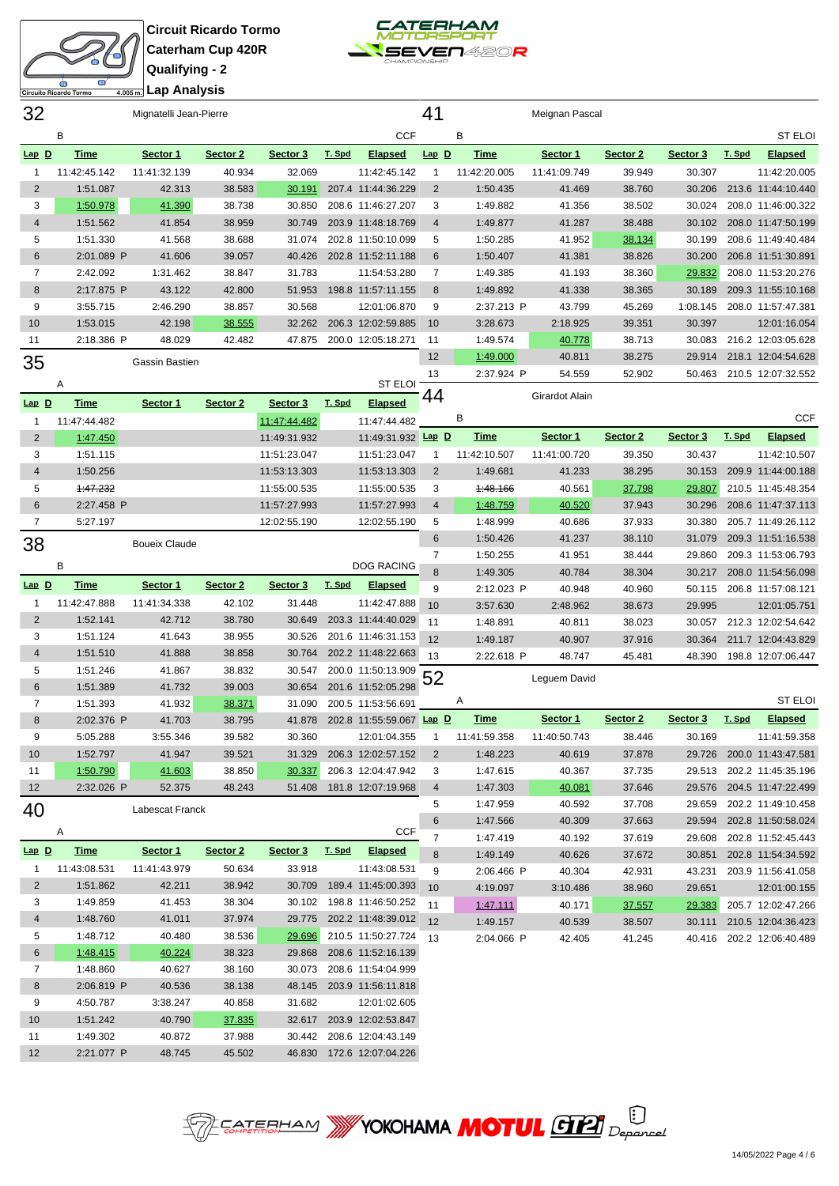# Circuit Ricardo Tormo
## Caterham Cup 420R
## Qualifying - 2
## Lap Analysis

### 32 Mignatelli Jean-Pierre — B — CCF

| Lap | D | Time | Sector 1 | Sector 2 | Sector 3 | T. Spd | Elapsed |
|---|---|---|---|---|---|---|---|
| 1 | | 11:42:45.142 | 11:41:32.139 | 40.934 | 32.069 | | 11:42:45.142 |
| 2 | | 1:51.087 | 42.313 | 38.583 | 30.191 | 207.4 | 11:44:36.229 |
| 3 | | 1:50.978 | 41.390 | 38.738 | 30.850 | 208.6 | 11:46:27.207 |
| 4 | | 1:51.562 | 41.854 | 38.959 | 30.749 | 203.9 | 11:48:18.769 |
| 5 | | 1:51.330 | 41.568 | 38.688 | 31.074 | 202.8 | 11:50:10.099 |
| 6 | | 2:01.089 P | 41.606 | 39.057 | 40.426 | 202.8 | 11:52:11.188 |
| 7 | | 2:42.092 | 1:31.462 | 38.847 | 31.783 | | 11:54:53.280 |
| 8 | | 2:17.875 P | 43.122 | 42.800 | 51.953 | 198.8 | 11:57:11.155 |
| 9 | | 3:55.715 | 2:46.290 | 38.857 | 30.568 | | 12:01:06.870 |
| 10 | | 1:53.015 | 42.198 | 38.555 | 32.262 | 206.3 | 12:02:59.885 |
| 11 | | 2:18.386 P | 48.029 | 42.482 | 47.875 | 200.0 | 12:05:18.271 |

### 35 Gassin Bastien — A — ST ELOI

| Lap | D | Time | Sector 1 | Sector 2 | Sector 3 | T. Spd | Elapsed |
|---|---|---|---|---|---|---|---|
| 1 | | 11:47:44.482 | | | 11:47:44.482 | | 11:47:44.482 |
| 2 | | 1:47.450 | | | 11:49:31.932 | | 11:49:31.932 |
| 3 | | 1:51.115 | | | 11:51:23.047 | | 11:51:23.047 |
| 4 | | 1:50.256 | | | 11:53:13.303 | | 11:53:13.303 |
| 5 | | ~~1:47.232~~ | | | 11:55:00.535 | | 11:55:00.535 |
| 6 | | 2:27.458 P | | | 11:57:27.993 | | 11:57:27.993 |
| 7 | | 5:27.197 | | | 12:02:55.190 | | 12:02:55.190 |

### 38 Boueix Claude — B — DOG RACING

| Lap | D | Time | Sector 1 | Sector 2 | Sector 3 | T. Spd | Elapsed |
|---|---|---|---|---|---|---|---|
| 1 | | 11:42:47.888 | 11:41:34.338 | 42.102 | 31.448 | | 11:42:47.888 |
| 2 | | 1:52.141 | 42.712 | 38.780 | 30.649 | 203.3 | 11:44:40.029 |
| 3 | | 1:51.124 | 41.643 | 38.955 | 30.526 | 201.6 | 11:46:31.153 |
| 4 | | 1:51.510 | 41.888 | 38.858 | 30.764 | 202.2 | 11:48:22.663 |
| 5 | | 1:51.246 | 41.867 | 38.832 | 30.547 | 200.0 | 11:50:13.909 |
| 6 | | 1:51.389 | 41.732 | 39.003 | 30.654 | 201.6 | 11:52:05.298 |
| 7 | | 1:51.393 | 41.932 | 38.371 | 31.090 | 200.5 | 11:53:56.691 |
| 8 | | 2:02.376 P | 41.703 | 38.795 | 41.878 | 202.8 | 11:55:59.067 |
| 9 | | 5:05.288 | 3:55.346 | 39.582 | 30.360 | | 12:01:04.355 |
| 10 | | 1:52.797 | 41.947 | 39.521 | 31.329 | 206.3 | 12:02:57.152 |
| 11 | | 1:50.790 | 41.603 | 38.850 | 30.337 | 206.3 | 12:04:47.942 |
| 12 | | 2:32.026 P | 52.375 | 48.243 | 51.408 | 181.8 | 12:07:19.968 |

### 40 Labescat Franck — A — CCF

| Lap | D | Time | Sector 1 | Sector 2 | Sector 3 | T. Spd | Elapsed |
|---|---|---|---|---|---|---|---|
| 1 | | 11:43:08.531 | 11:41:43.979 | 50.634 | 33.918 | | 11:43:08.531 |
| 2 | | 1:51.862 | 42.211 | 38.942 | 30.709 | 189.4 | 11:45:00.393 |
| 3 | | 1:49.859 | 41.453 | 38.304 | 30.102 | 198.8 | 11:46:50.252 |
| 4 | | 1:48.760 | 41.011 | 37.974 | 29.775 | 202.2 | 11:48:39.012 |
| 5 | | 1:48.712 | 40.480 | 38.536 | 29.696 | 210.5 | 11:50:27.724 |
| 6 | | 1:48.415 | 40.224 | 38.323 | 29.868 | 208.6 | 11:52:16.139 |
| 7 | | 1:48.860 | 40.627 | 38.160 | 30.073 | 208.6 | 11:54:04.999 |
| 8 | | 2:06.819 P | 40.536 | 38.138 | 48.145 | 203.9 | 11:56:11.818 |
| 9 | | 4:50.787 | 3:38.247 | 40.858 | 31.682 | | 12:01:02.605 |
| 10 | | 1:51.242 | 40.790 | 37.835 | 32.617 | 203.9 | 12:02:53.847 |
| 11 | | 1:49.302 | 40.872 | 37.988 | 30.442 | 208.6 | 12:04:43.149 |
| 12 | | 2:21.077 P | 48.745 | 45.502 | 46.830 | 172.6 | 12:07:04.226 |

### 41 Meignan Pascal — B — ST ELOI

| Lap | D | Time | Sector 1 | Sector 2 | Sector 3 | T. Spd | Elapsed |
|---|---|---|---|---|---|---|---|
| 1 | | 11:42:20.005 | 11:41:09.749 | 39.949 | 30.307 | | 11:42:20.005 |
| 2 | | 1:50.435 | 41.469 | 38.760 | 30.206 | 213.6 | 11:44:10.440 |
| 3 | | 1:49.882 | 41.356 | 38.502 | 30.024 | 208.0 | 11:46:00.322 |
| 4 | | 1:49.877 | 41.287 | 38.488 | 30.102 | 208.0 | 11:47:50.199 |
| 5 | | 1:50.285 | 41.952 | 38.134 | 30.199 | 208.6 | 11:49:40.484 |
| 6 | | 1:50.407 | 41.381 | 38.826 | 30.200 | 206.8 | 11:51:30.891 |
| 7 | | 1:49.385 | 41.193 | 38.360 | 29.832 | 208.0 | 11:53:20.276 |
| 8 | | 1:49.892 | 41.338 | 38.365 | 30.189 | 209.3 | 11:55:10.168 |
| 9 | | 2:37.213 P | 43.799 | 45.269 | 1:08.145 | 208.0 | 11:57:47.381 |
| 10 | | 3:28.673 | 2:18.925 | 39.351 | 30.397 | | 12:01:16.054 |
| 11 | | 1:49.574 | 40.778 | 38.713 | 30.083 | 216.2 | 12:03:05.628 |
| 12 | | 1:49.000 | 40.811 | 38.275 | 29.914 | 218.1 | 12:04:54.628 |
| 13 | | 2:37.924 P | 54.559 | 52.902 | 50.463 | 210.5 | 12:07:32.552 |

### 44 Girardot Alain — B — CCF

| Lap | D | Time | Sector 1 | Sector 2 | Sector 3 | T. Spd | Elapsed |
|---|---|---|---|---|---|---|---|
| 1 | | 11:42:10.507 | 11:41:00.720 | 39.350 | 30.437 | | 11:42:10.507 |
| 2 | | 1:49.681 | 41.233 | 38.295 | 30.153 | 209.9 | 11:44:00.188 |
| 3 | | ~~1:48.166~~ | 40.561 | 37.798 | 29.807 | 210.5 | 11:45:48.354 |
| 4 | | 1:48.759 | 40.520 | 37.943 | 30.296 | 208.6 | 11:47:37.113 |
| 5 | | 1:48.999 | 40.686 | 37.933 | 30.380 | 205.7 | 11:49:26.112 |
| 6 | | 1:50.426 | 41.237 | 38.110 | 31.079 | 209.3 | 11:51:16.538 |
| 7 | | 1:50.255 | 41.951 | 38.444 | 29.860 | 209.3 | 11:53:06.793 |
| 8 | | 1:49.305 | 40.784 | 38.304 | 30.217 | 208.0 | 11:54:56.098 |
| 9 | | 2:12.023 P | 40.948 | 40.960 | 50.115 | 206.8 | 11:57:08.121 |
| 10 | | 3:57.630 | 2:48.962 | 38.673 | 29.995 | | 12:01:05.751 |
| 11 | | 1:48.891 | 40.811 | 38.023 | 30.057 | 212.3 | 12:02:54.642 |
| 12 | | 1:49.187 | 40.907 | 37.916 | 30.364 | 211.7 | 12:04:43.829 |
| 13 | | 2:22.618 P | 48.747 | 45.481 | 48.390 | 198.8 | 12:07:06.447 |

### 52 Leguem David — A — ST ELOI

| Lap | D | Time | Sector 1 | Sector 2 | Sector 3 | T. Spd | Elapsed |
|---|---|---|---|---|---|---|---|
| 1 | | 11:41:59.358 | 11:40:50.743 | 38.446 | 30.169 | | 11:41:59.358 |
| 2 | | 1:48.223 | 40.619 | 37.878 | 29.726 | 200.0 | 11:43:47.581 |
| 3 | | 1:47.615 | 40.367 | 37.735 | 29.513 | 202.2 | 11:45:35.196 |
| 4 | | 1:47.303 | 40.081 | 37.646 | 29.576 | 204.5 | 11:47:22.499 |
| 5 | | 1:47.959 | 40.592 | 37.708 | 29.659 | 202.2 | 11:49:10.458 |
| 6 | | 1:47.566 | 40.309 | 37.663 | 29.594 | 202.8 | 11:50:58.024 |
| 7 | | 1:47.419 | 40.192 | 37.619 | 29.608 | 202.8 | 11:52:45.443 |
| 8 | | 1:49.149 | 40.626 | 37.672 | 30.851 | 202.8 | 11:54:34.592 |
| 9 | | 2:06.466 P | 40.304 | 42.931 | 43.231 | 203.9 | 11:56:41.058 |
| 10 | | 4:19.097 | 3:10.486 | 38.960 | 29.651 | | 12:01:00.155 |
| 11 | | 1:47.111 | 40.171 | 37.557 | 29.383 | 205.7 | 12:02:47.266 |
| 12 | | 1:49.157 | 40.539 | 38.507 | 30.111 | 210.5 | 12:04:36.423 |
| 13 | | 2:04.066 P | 42.405 | 41.245 | 40.416 | 202.2 | 12:06:40.489 |

14/05/2022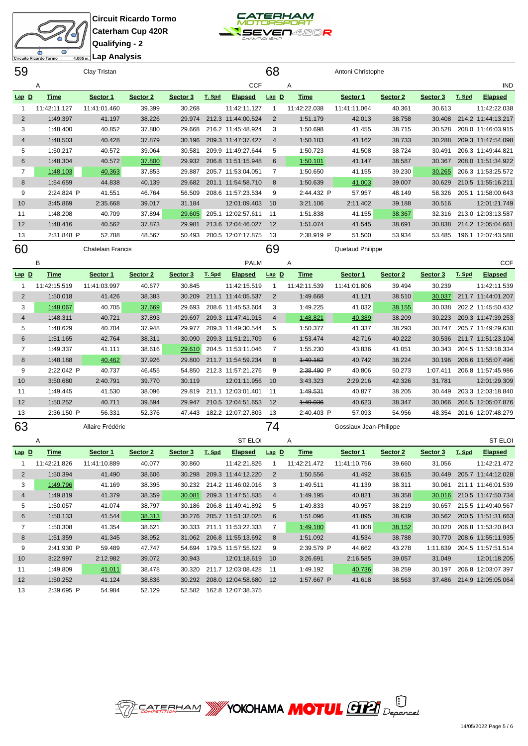**Circuit Ricardo Tormo**
**Caterham Cup 420R**
**Qualifying - 2**
**Lap Analysis**

## 59 Clay Tristan — A — CCF

| Lap | D | Time | Sector 1 | Sector 2 | Sector 3 | T. Spd | Elapsed |
|---|---|---|---|---|---|---|---|
| 1 | | 11:42:11.127 | 11:41:01.460 | 39.399 | 30.268 | | 11:42:11.127 |
| 2 | | 1:49.397 | 41.197 | 38.226 | 29.974 | 212.3 | 11:44:00.524 |
| 3 | | 1:48.400 | 40.852 | 37.880 | 29.668 | 216.2 | 11:45:48.924 |
| 4 | | 1:48.503 | 40.428 | 37.879 | 30.196 | 209.3 | 11:47:37.427 |
| 5 | | 1:50.217 | 40.572 | 39.064 | 30.581 | 209.9 | 11:49:27.644 |
| 6 | | 1:48.304 | 40.572 | 37.800 | 29.932 | 206.8 | 11:51:15.948 |
| 7 | | 1:48.103 | 40.363 | 37.853 | 29.887 | 205.7 | 11:53:04.051 |
| 8 | | 1:54.659 | 44.838 | 40.139 | 29.682 | 201.1 | 11:54:58.710 |
| 9 | | 2:24.824 P | 41.551 | 46.764 | 56.509 | 208.6 | 11:57:23.534 |
| 10 | | 3:45.869 | 2:35.668 | 39.017 | 31.184 | | 12:01:09.403 |
| 11 | | 1:48.208 | 40.709 | 37.894 | 29.605 | 205.1 | 12:02:57.611 |
| 12 | | 1:48.416 | 40.562 | 37.873 | 29.981 | 213.6 | 12:04:46.027 |
| 13 | | 2:31.848 P | 52.788 | 48.567 | 50.493 | 200.5 | 12:07:17.875 |

## 68 Antoni Christophe — A — IND

| Lap | D | Time | Sector 1 | Sector 2 | Sector 3 | T. Spd | Elapsed |
|---|---|---|---|---|---|---|---|
| 1 | | 11:42:22.038 | 11:41:11.064 | 40.361 | 30.613 | | 11:42:22.038 |
| 2 | | 1:51.179 | 42.013 | 38.758 | 30.408 | 214.2 | 11:44:13.217 |
| 3 | | 1:50.698 | 41.455 | 38.715 | 30.528 | 208.0 | 11:46:03.915 |
| 4 | | 1:50.183 | 41.162 | 38.733 | 30.288 | 209.3 | 11:47:54.098 |
| 5 | | 1:50.723 | 41.508 | 38.724 | 30.491 | 206.3 | 11:49:44.821 |
| 6 | | 1:50.101 | 41.147 | 38.587 | 30.367 | 208.0 | 11:51:34.922 |
| 7 | | 1:50.650 | 41.155 | 39.230 | 30.265 | 206.3 | 11:53:25.572 |
| 8 | | 1:50.639 | 41.003 | 39.007 | 30.629 | 210.5 | 11:55:16.211 |
| 9 | | 2:44.432 P | 57.957 | 48.149 | 58.326 | 205.1 | 11:58:00.643 |
| 10 | | 3:21.106 | 2:11.402 | 39.188 | 30.516 | | 12:01:21.749 |
| 11 | | 1:51.838 | 41.155 | 38.367 | 32.316 | 213.0 | 12:03:13.587 |
| 12 | | ~~1:51.074~~ | 41.545 | 38.691 | 30.838 | 214.2 | 12:05:04.661 |
| 13 | | 2:38.919 P | 51.500 | 53.934 | 53.485 | 196.1 | 12:07:43.580 |

## 60 Chatelain Francis — B — PALM

| Lap | D | Time | Sector 1 | Sector 2 | Sector 3 | T. Spd | Elapsed |
|---|---|---|---|---|---|---|---|
| 1 | | 11:42:15.519 | 11:41:03.997 | 40.677 | 30.845 | | 11:42:15.519 |
| 2 | | 1:50.018 | 41.426 | 38.383 | 30.209 | 211.1 | 11:44:05.537 |
| 3 | | 1:48.067 | 40.705 | 37.669 | 29.693 | 208.6 | 11:45:53.604 |
| 4 | | 1:48.311 | 40.721 | 37.893 | 29.697 | 209.3 | 11:47:41.915 |
| 5 | | 1:48.629 | 40.704 | 37.948 | 29.977 | 209.3 | 11:49:30.544 |
| 6 | | 1:51.165 | 42.764 | 38.311 | 30.090 | 209.3 | 11:51:21.709 |
| 7 | | 1:49.337 | 41.111 | 38.616 | 29.610 | 204.5 | 11:53:11.046 |
| 8 | | 1:48.188 | 40.462 | 37.926 | 29.800 | 211.7 | 11:54:59.234 |
| 9 | | 2:22.042 P | 40.737 | 46.455 | 54.850 | 212.3 | 11:57:21.276 |
| 10 | | 3:50.680 | 2:40.791 | 39.770 | 30.119 | | 12:01:11.956 |
| 11 | | 1:49.445 | 41.530 | 38.096 | 29.819 | 211.1 | 12:03:01.401 |
| 12 | | 1:50.252 | 40.711 | 39.594 | 29.947 | 210.5 | 12:04:51.653 |
| 13 | | 2:36.150 P | 56.331 | 52.376 | 47.443 | 182.2 | 12:07:27.803 |

## 69 Quetaud Philippe — A — CCF

| Lap | D | Time | Sector 1 | Sector 2 | Sector 3 | T. Spd | Elapsed |
|---|---|---|---|---|---|---|---|
| 1 | | 11:42:11.539 | 11:41:01.806 | 39.494 | 30.239 | | 11:42:11.539 |
| 2 | | 1:49.668 | 41.121 | 38.510 | 30.037 | 211.7 | 11:44:01.207 |
| 3 | | 1:49.225 | 41.032 | 38.155 | 30.038 | 202.2 | 11:45:50.432 |
| 4 | | 1:48.821 | 40.389 | 38.209 | 30.223 | 209.3 | 11:47:39.253 |
| 5 | | 1:50.377 | 41.337 | 38.293 | 30.747 | 205.7 | 11:49:29.630 |
| 6 | | 1:53.474 | 42.716 | 40.222 | 30.536 | 211.7 | 11:51:23.104 |
| 7 | | 1:55.230 | 43.836 | 41.051 | 30.343 | 204.5 | 11:53:18.334 |
| 8 | | ~~1:49.162~~ | 40.742 | 38.224 | 30.196 | 208.6 | 11:55:07.496 |
| 9 | | ~~2:38.490~~ P | 40.806 | 50.273 | 1:07.411 | 206.8 | 11:57:45.986 |
| 10 | | 3:43.323 | 2:29.216 | 42.326 | 31.781 | | 12:01:29.309 |
| 11 | | ~~1:49.531~~ | 40.877 | 38.205 | 30.449 | 203.3 | 12:03:18.840 |
| 12 | | ~~1:49.036~~ | 40.623 | 38.347 | 30.066 | 204.5 | 12:05:07.876 |
| 13 | | 2:40.403 P | 57.093 | 54.956 | 48.354 | 201.6 | 12:07:48.279 |

## 63 Allaire Frédéric — A — ST ELOI

| Lap | D | Time | Sector 1 | Sector 2 | Sector 3 | T. Spd | Elapsed |
|---|---|---|---|---|---|---|---|
| 1 | | 11:42:21.826 | 11:41:10.889 | 40.077 | 30.860 | | 11:42:21.826 |
| 2 | | 1:50.394 | 41.490 | 38.606 | 30.298 | 209.3 | 11:44:12.220 |
| 3 | | 1:49.796 | 41.169 | 38.395 | 30.232 | 214.2 | 11:46:02.016 |
| 4 | | 1:49.819 | 41.379 | 38.359 | 30.081 | 209.3 | 11:47:51.835 |
| 5 | | 1:50.057 | 41.074 | 38.797 | 30.186 | 206.8 | 11:49:41.892 |
| 6 | | 1:50.133 | 41.544 | 38.313 | 30.276 | 205.7 | 11:51:32.025 |
| 7 | | 1:50.308 | 41.354 | 38.621 | 30.333 | 211.1 | 11:53:22.333 |
| 8 | | 1:51.359 | 41.345 | 38.952 | 31.062 | 206.8 | 11:55:13.692 |
| 9 | | 2:41.930 P | 59.489 | 47.747 | 54.694 | 179.5 | 11:57:55.622 |
| 10 | | 3:22.997 | 2:12.982 | 39.072 | 30.943 | | 12:01:18.619 |
| 11 | | 1:49.809 | 41.011 | 38.478 | 30.320 | 211.7 | 12:03:08.428 |
| 12 | | 1:50.252 | 41.124 | 38.836 | 30.292 | 208.0 | 12:04:58.680 |
| 13 | | 2:39.695 P | 54.984 | 52.129 | 52.582 | 162.8 | 12:07:38.375 |

## 74 Gossiaux Jean-Philippe — A — ST ELOI

| Lap | D | Time | Sector 1 | Sector 2 | Sector 3 | T. Spd | Elapsed |
|---|---|---|---|---|---|---|---|
| 1 | | 11:42:21.472 | 11:41:10.756 | 39.660 | 31.056 | | 11:42:21.472 |
| 2 | | 1:50.556 | 41.492 | 38.615 | 30.449 | 205.7 | 11:44:12.028 |
| 3 | | 1:49.511 | 41.139 | 38.311 | 30.061 | 211.1 | 11:46:01.539 |
| 4 | | 1:49.195 | 40.821 | 38.358 | 30.016 | 210.5 | 11:47:50.734 |
| 5 | | 1:49.833 | 40.957 | 38.219 | 30.657 | 215.5 | 11:49:40.567 |
| 6 | | 1:51.096 | 41.895 | 38.639 | 30.562 | 200.5 | 11:51:31.663 |
| 7 | | 1:49.180 | 41.008 | 38.152 | 30.020 | 206.8 | 11:53:20.843 |
| 8 | | 1:51.092 | 41.534 | 38.788 | 30.770 | 208.6 | 11:55:11.935 |
| 9 | | 2:39.579 P | 44.662 | 43.278 | 1:11.639 | 204.5 | 11:57:51.514 |
| 10 | | 3:26.691 | 2:16.585 | 39.057 | 31.049 | | 12:01:18.205 |
| 11 | | 1:49.192 | 40.736 | 38.259 | 30.197 | 206.8 | 12:03:07.397 |
| 12 | | 1:57.667 P | 41.618 | 38.563 | 37.486 | 214.9 | 12:05:05.064 |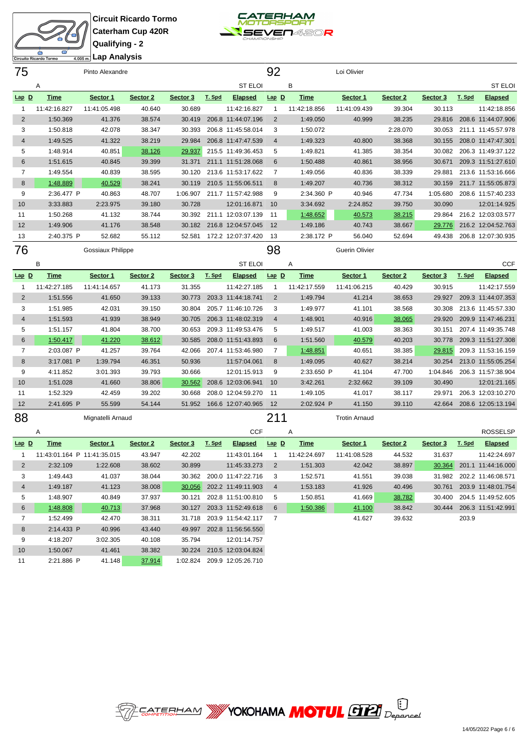Circuit Ricardo Tormo
Caterham Cup 420R
Qualifying - 2
Lap Analysis

## 75 Pinto Alexandre

A — ST ELOI

| Lap | D | Time | Sector 1 | Sector 2 | Sector 3 | T. Spd | Elapsed |
|---|---|---|---|---|---|---|---|
| 1 | | 11:42:16.827 | 11:41:05.498 | 40.640 | 30.689 | | 11:42:16.827 |
| 2 | | 1:50.369 | 41.376 | 38.574 | 30.419 | 206.8 | 11:44:07.196 |
| 3 | | 1:50.818 | 42.078 | 38.347 | 30.393 | 206.8 | 11:45:58.014 |
| 4 | | 1:49.525 | 41.322 | 38.219 | 29.984 | 206.8 | 11:47:47.539 |
| 5 | | 1:48.914 | 40.851 | 38.126 | 29.937 | 215.5 | 11:49:36.453 |
| 6 | | 1:51.615 | 40.845 | 39.399 | 31.371 | 211.1 | 11:51:28.068 |
| 7 | | 1:49.554 | 40.839 | 38.595 | 30.120 | 213.6 | 11:53:17.622 |
| 8 | | 1:48.889 | 40.529 | 38.241 | 30.119 | 210.5 | 11:55:06.511 |
| 9 | | 2:36.477 P | 40.863 | 48.707 | 1:06.907 | 211.7 | 11:57:42.988 |
| 10 | | 3:33.883 | 2:23.975 | 39.180 | 30.728 | | 12:01:16.871 |
| 11 | | 1:50.268 | 41.132 | 38.744 | 30.392 | 211.1 | 12:03:07.139 |
| 12 | | 1:49.906 | 41.176 | 38.548 | 30.182 | 216.8 | 12:04:57.045 |
| 13 | | 2:40.375 P | 52.682 | 55.112 | 52.581 | 172.2 | 12:07:37.420 |

## 92 Loi Olivier

B — ST ELOI

| Lap | D | Time | Sector 1 | Sector 2 | Sector 3 | T. Spd | Elapsed |
|---|---|---|---|---|---|---|---|
| 1 | | 11:42:18.856 | 11:41:09.439 | 39.304 | 30.113 | | 11:42:18.856 |
| 2 | | 1:49.050 | 40.999 | 38.235 | 29.816 | 208.6 | 11:44:07.906 |
| 3 | | 1:50.072 | | 2:28.070 | 30.053 | 211.1 | 11:45:57.978 |
| 4 | | 1:49.323 | 40.800 | 38.368 | 30.155 | 208.0 | 11:47:47.301 |
| 5 | | 1:49.821 | 41.385 | 38.354 | 30.082 | 206.3 | 11:49:37.122 |
| 6 | | 1:50.488 | 40.861 | 38.956 | 30.671 | 209.3 | 11:51:27.610 |
| 7 | | 1:49.056 | 40.836 | 38.339 | 29.881 | 213.6 | 11:53:16.666 |
| 8 | | 1:49.207 | 40.736 | 38.312 | 30.159 | 211.7 | 11:55:05.873 |
| 9 | | 2:34.360 P | 40.946 | 47.734 | 1:05.680 | 208.6 | 11:57:40.233 |
| 10 | | 3:34.692 | 2:24.852 | 39.750 | 30.090 | | 12:01:14.925 |
| 11 | | 1:48.652 | 40.573 | 38.215 | 29.864 | 216.2 | 12:03:03.577 |
| 12 | | 1:49.186 | 40.743 | 38.667 | 29.776 | 216.2 | 12:04:52.763 |
| 13 | | 2:38.172 P | 56.040 | 52.694 | 49.438 | 206.8 | 12:07:30.935 |

## 76 Gossiaux Philippe

B — ST ELOI

| Lap | D | Time | Sector 1 | Sector 2 | Sector 3 | T. Spd | Elapsed |
|---|---|---|---|---|---|---|---|
| 1 | | 11:42:27.185 | 11:41:14.657 | 41.173 | 31.355 | | 11:42:27.185 |
| 2 | | 1:51.556 | 41.650 | 39.133 | 30.773 | 203.3 | 11:44:18.741 |
| 3 | | 1:51.985 | 42.031 | 39.150 | 30.804 | 205.7 | 11:46:10.726 |
| 4 | | 1:51.593 | 41.939 | 38.949 | 30.705 | 206.3 | 11:48:02.319 |
| 5 | | 1:51.157 | 41.804 | 38.700 | 30.653 | 209.3 | 11:49:53.476 |
| 6 | | 1:50.417 | 41.220 | 38.612 | 30.585 | 208.0 | 11:51:43.893 |
| 7 | | 2:03.087 P | 41.257 | 39.764 | 42.066 | 207.4 | 11:53:46.980 |
| 8 | | 3:17.081 P | 1:39.794 | 46.351 | 50.936 | | 11:57:04.061 |
| 9 | | 4:11.852 | 3:01.393 | 39.793 | 30.666 | | 12:01:15.913 |
| 10 | | 1:51.028 | 41.660 | 38.806 | 30.562 | 208.6 | 12:03:06.941 |
| 11 | | 1:52.329 | 42.459 | 39.202 | 30.668 | 208.0 | 12:04:59.270 |
| 12 | | 2:41.695 P | 55.599 | 54.144 | 51.952 | 166.6 | 12:07:40.965 |

## 98 Guerin Olivier

A — CCF

| Lap | D | Time | Sector 1 | Sector 2 | Sector 3 | T. Spd | Elapsed |
|---|---|---|---|---|---|---|---|
| 1 | | 11:42:17.559 | 11:41:06.215 | 40.429 | 30.915 | | 11:42:17.559 |
| 2 | | 1:49.794 | 41.214 | 38.653 | 29.927 | 209.3 | 11:44:07.353 |
| 3 | | 1:49.977 | 41.101 | 38.568 | 30.308 | 213.6 | 11:45:57.330 |
| 4 | | 1:48.901 | 40.916 | 38.065 | 29.920 | 209.9 | 11:47:46.231 |
| 5 | | 1:49.517 | 41.003 | 38.363 | 30.151 | 207.4 | 11:49:35.748 |
| 6 | | 1:51.560 | 40.579 | 40.203 | 30.778 | 209.3 | 11:51:27.308 |
| 7 | | 1:48.851 | 40.651 | 38.385 | 29.815 | 209.3 | 11:53:16.159 |
| 8 | | 1:49.095 | 40.627 | 38.214 | 30.254 | 213.0 | 11:55:05.254 |
| 9 | | 2:33.650 P | 41.104 | 47.700 | 1:04.846 | 206.3 | 11:57:38.904 |
| 10 | | 3:42.261 | 2:32.662 | 39.109 | 30.490 | | 12:01:21.165 |
| 11 | | 1:49.105 | 41.017 | 38.117 | 29.971 | 206.3 | 12:03:10.270 |
| 12 | | 2:02.924 P | 41.150 | 39.110 | 42.664 | 208.6 | 12:05:13.194 |

## 88 Mignatelli Arnaud

A — CCF

| Lap | D | Time | Sector 1 | Sector 2 | Sector 3 | T. Spd | Elapsed |
|---|---|---|---|---|---|---|---|
| 1 | | 11:43:01.164 P | 11:41:35.015 | 43.947 | 42.202 | | 11:43:01.164 |
| 2 | | 2:32.109 | 1:22.608 | 38.602 | 30.899 | | 11:45:33.273 |
| 3 | | 1:49.443 | 41.037 | 38.044 | 30.362 | 200.0 | 11:47:22.716 |
| 4 | | 1:49.187 | 41.123 | 38.008 | 30.056 | 202.2 | 11:49:11.903 |
| 5 | | 1:48.907 | 40.849 | 37.937 | 30.121 | 202.8 | 11:51:00.810 |
| 6 | | 1:48.808 | 40.713 | 37.968 | 30.127 | 203.3 | 11:52:49.618 |
| 7 | | 1:52.499 | 42.470 | 38.311 | 31.718 | 203.9 | 11:54:42.117 |
| 8 | | 2:14.433 P | 40.996 | 43.440 | 49.997 | 202.8 | 11:56:56.550 |
| 9 | | 4:18.207 | 3:02.305 | 40.108 | 35.794 | | 12:01:14.757 |
| 10 | | 1:50.067 | 41.461 | 38.382 | 30.224 | 210.5 | 12:03:04.824 |
| 11 | | 2:21.886 P | 41.148 | 37.914 | 1:02.824 | 209.9 | 12:05:26.710 |

## 211 Trotin Arnaud

A — ROSSELSP

| Lap | D | Time | Sector 1 | Sector 2 | Sector 3 | T. Spd | Elapsed |
|---|---|---|---|---|---|---|---|
| 1 | | 11:42:24.697 | 11:41:08.528 | 44.532 | 31.637 | | 11:42:24.697 |
| 2 | | 1:51.303 | 42.042 | 38.897 | 30.364 | 201.1 | 11:44:16.000 |
| 3 | | 1:52.571 | 41.551 | 39.038 | 31.982 | 202.2 | 11:46:08.571 |
| 4 | | 1:53.183 | 41.926 | 40.496 | 30.761 | 203.9 | 11:48:01.754 |
| 5 | | 1:50.851 | 41.669 | 38.782 | 30.400 | 204.5 | 11:49:52.605 |
| 6 | | 1:50.386 | 41.100 | 38.842 | 30.444 | 206.3 | 11:51:42.991 |
| 7 | | | 41.627 | 39.632 | | 203.9 | |

14/05/2022 Page 6 / 6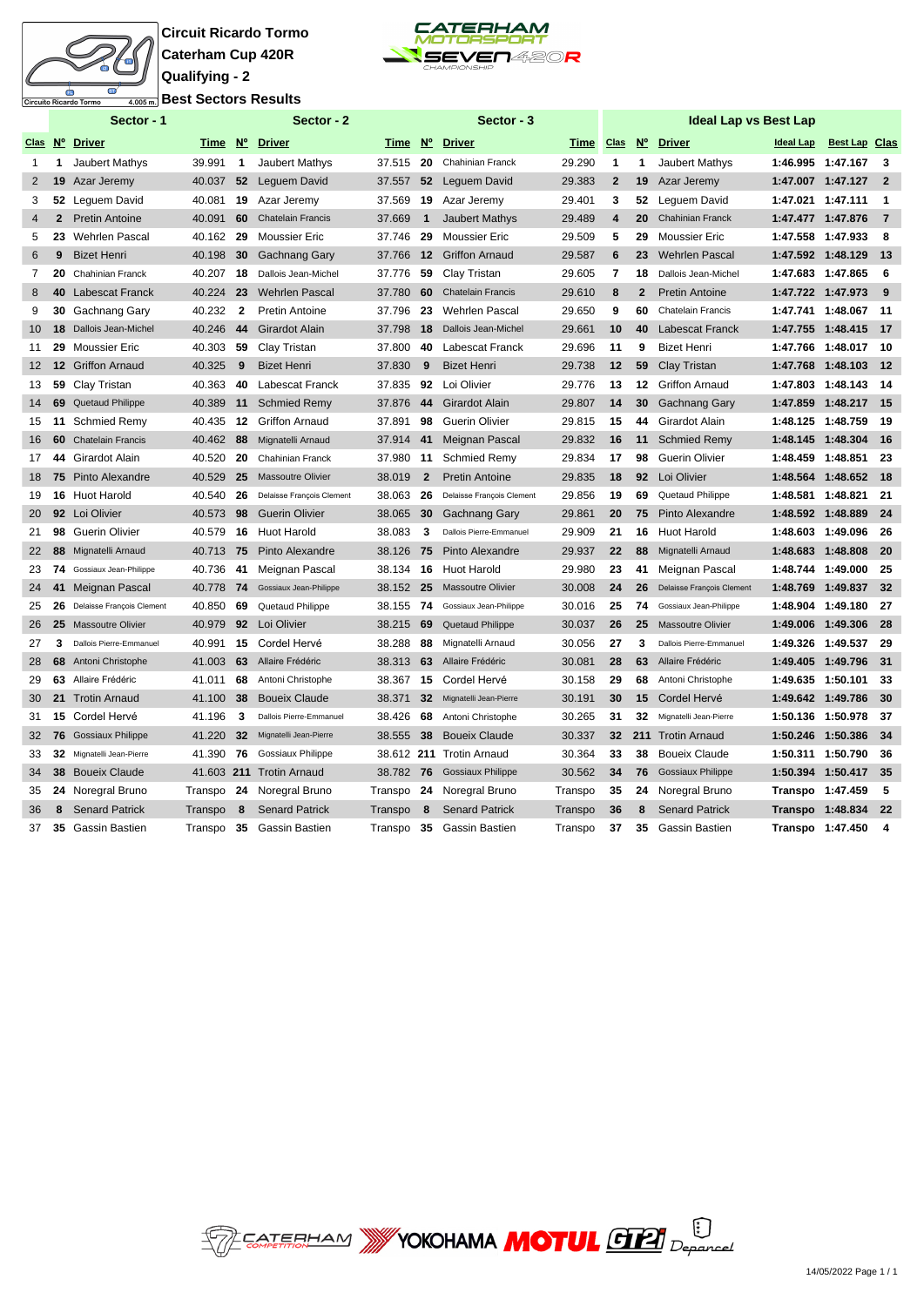**Circuit Ricardo Tormo**

**Caterham Cup 420R**

**Qualifying - 2**

**Best Sectors Results**

Circuito Ricardo Tormo 4.005 m.

| Sector - 1 | | | | Sector - 2 | | | Sector - 3 | | | Ideal Lap vs Best Lap | | | | | |
|---|---|---|---|---|---|---|---|---|---|---|---|---|---|---|---|
| Clas | Nº | Driver | Time | Nº | Driver | Time | Nº | Driver | Time | Clas | Nº | Driver | Ideal Lap | Best Lap | Clas |
| 1 | 1 | Jaubert Mathys | 39.991 | 1 | Jaubert Mathys | 37.515 | 20 | Chahinian Franck | 29.290 | 1 | 1 | Jaubert Mathys | 1:46.995 | 1:47.167 | 3 |
| 2 | 19 | Azar Jeremy | 40.037 | 52 | Leguem David | 37.557 | 52 | Leguem David | 29.383 | 2 | 19 | Azar Jeremy | 1:47.007 | 1:47.127 | 2 |
| 3 | 52 | Leguem David | 40.081 | 19 | Azar Jeremy | 37.569 | 19 | Azar Jeremy | 29.401 | 3 | 52 | Leguem David | 1:47.021 | 1:47.111 | 1 |
| 4 | 2 | Pretin Antoine | 40.091 | 60 | Chatelain Francis | 37.669 | 1 | Jaubert Mathys | 29.489 | 4 | 20 | Chahinian Franck | 1:47.477 | 1:47.876 | 7 |
| 5 | 23 | Wehrlen Pascal | 40.162 | 29 | Moussier Eric | 37.746 | 29 | Moussier Eric | 29.509 | 5 | 29 | Moussier Eric | 1:47.558 | 1:47.933 | 8 |
| 6 | 9 | Bizet Henri | 40.198 | 30 | Gachnang Gary | 37.766 | 12 | Griffon Arnaud | 29.587 | 6 | 23 | Wehrlen Pascal | 1:47.592 | 1:48.129 | 13 |
| 7 | 20 | Chahinian Franck | 40.207 | 18 | Dallois Jean-Michel | 37.776 | 59 | Clay Tristan | 29.605 | 7 | 18 | Dallois Jean-Michel | 1:47.683 | 1:47.865 | 6 |
| 8 | 40 | Labescat Franck | 40.224 | 23 | Wehrlen Pascal | 37.780 | 60 | Chatelain Francis | 29.610 | 8 | 2 | Pretin Antoine | 1:47.722 | 1:47.973 | 9 |
| 9 | 30 | Gachnang Gary | 40.232 | 2 | Pretin Antoine | 37.796 | 23 | Wehrlen Pascal | 29.650 | 9 | 60 | Chatelain Francis | 1:47.741 | 1:48.067 | 11 |
| 10 | 18 | Dallois Jean-Michel | 40.246 | 44 | Girardot Alain | 37.798 | 18 | Dallois Jean-Michel | 29.661 | 10 | 40 | Labescat Franck | 1:47.755 | 1:48.415 | 17 |
| 11 | 29 | Moussier Eric | 40.303 | 59 | Clay Tristan | 37.800 | 40 | Labescat Franck | 29.696 | 11 | 9 | Bizet Henri | 1:47.766 | 1:48.017 | 10 |
| 12 | 12 | Griffon Arnaud | 40.325 | 9 | Bizet Henri | 37.830 | 9 | Bizet Henri | 29.738 | 12 | 59 | Clay Tristan | 1:47.768 | 1:48.103 | 12 |
| 13 | 59 | Clay Tristan | 40.363 | 40 | Labescat Franck | 37.835 | 92 | Loi Olivier | 29.776 | 13 | 12 | Griffon Arnaud | 1:47.803 | 1:48.143 | 14 |
| 14 | 69 | Quetaud Philippe | 40.389 | 11 | Schmied Remy | 37.876 | 44 | Girardot Alain | 29.807 | 14 | 30 | Gachnang Gary | 1:47.859 | 1:48.217 | 15 |
| 15 | 11 | Schmied Remy | 40.435 | 12 | Griffon Arnaud | 37.891 | 98 | Guerin Olivier | 29.815 | 15 | 44 | Girardot Alain | 1:48.125 | 1:48.759 | 19 |
| 16 | 60 | Chatelain Francis | 40.462 | 88 | Mignatelli Arnaud | 37.914 | 41 | Meignan Pascal | 29.832 | 16 | 11 | Schmied Remy | 1:48.145 | 1:48.304 | 16 |
| 17 | 44 | Girardot Alain | 40.520 | 20 | Chahinian Franck | 37.980 | 11 | Schmied Remy | 29.834 | 17 | 98 | Guerin Olivier | 1:48.459 | 1:48.851 | 23 |
| 18 | 75 | Pinto Alexandre | 40.529 | 25 | Massoutre Olivier | 38.019 | 2 | Pretin Antoine | 29.835 | 18 | 92 | Loi Olivier | 1:48.564 | 1:48.652 | 18 |
| 19 | 16 | Huot Harold | 40.540 | 26 | Delaisse François Clement | 38.063 | 26 | Delaisse François Clement | 29.856 | 19 | 69 | Quetaud Philippe | 1:48.581 | 1:48.821 | 21 |
| 20 | 92 | Loi Olivier | 40.573 | 98 | Guerin Olivier | 38.065 | 30 | Gachnang Gary | 29.861 | 20 | 75 | Pinto Alexandre | 1:48.592 | 1:48.889 | 24 |
| 21 | 98 | Guerin Olivier | 40.579 | 16 | Huot Harold | 38.083 | 3 | Dallois Pierre-Emmanuel | 29.909 | 21 | 16 | Huot Harold | 1:48.603 | 1:49.096 | 26 |
| 22 | 88 | Mignatelli Arnaud | 40.713 | 75 | Pinto Alexandre | 38.126 | 75 | Pinto Alexandre | 29.937 | 22 | 88 | Mignatelli Arnaud | 1:48.683 | 1:48.808 | 20 |
| 23 | 74 | Gossiaux Jean-Philippe | 40.736 | 41 | Meignan Pascal | 38.134 | 16 | Huot Harold | 29.980 | 23 | 41 | Meignan Pascal | 1:48.744 | 1:49.000 | 25 |
| 24 | 41 | Meignan Pascal | 40.778 | 74 | Gossiaux Jean-Philippe | 38.152 | 25 | Massoutre Olivier | 30.008 | 24 | 26 | Delaisse François Clement | 1:48.769 | 1:49.837 | 32 |
| 25 | 26 | Delaisse François Clement | 40.850 | 69 | Quetaud Philippe | 38.155 | 74 | Gossiaux Jean-Philippe | 30.016 | 25 | 74 | Gossiaux Jean-Philippe | 1:48.904 | 1:49.180 | 27 |
| 26 | 25 | Massoutre Olivier | 40.979 | 92 | Loi Olivier | 38.215 | 69 | Quetaud Philippe | 30.037 | 26 | 25 | Massoutre Olivier | 1:49.006 | 1:49.306 | 28 |
| 27 | 3 | Dallois Pierre-Emmanuel | 40.991 | 15 | Cordel Hervé | 38.288 | 88 | Mignatelli Arnaud | 30.056 | 27 | 3 | Dallois Pierre-Emmanuel | 1:49.326 | 1:49.537 | 29 |
| 28 | 68 | Antoni Christophe | 41.003 | 63 | Allaire Frédéric | 38.313 | 63 | Allaire Frédéric | 30.081 | 28 | 63 | Allaire Frédéric | 1:49.405 | 1:49.796 | 31 |
| 29 | 63 | Allaire Frédéric | 41.011 | 68 | Antoni Christophe | 38.367 | 15 | Cordel Hervé | 30.158 | 29 | 68 | Antoni Christophe | 1:49.635 | 1:50.101 | 33 |
| 30 | 21 | Trotin Arnaud | 41.100 | 38 | Boueix Claude | 38.371 | 32 | Mignatelli Jean-Pierre | 30.191 | 30 | 15 | Cordel Hervé | 1:49.642 | 1:49.786 | 30 |
| 31 | 15 | Cordel Hervé | 41.196 | 3 | Dallois Pierre-Emmanuel | 38.426 | 68 | Antoni Christophe | 30.265 | 31 | 32 | Mignatelli Jean-Pierre | 1:50.136 | 1:50.978 | 37 |
| 32 | 76 | Gossiaux Philippe | 41.220 | 32 | Mignatelli Jean-Pierre | 38.555 | 38 | Boueix Claude | 30.337 | 32 | 211 | Trotin Arnaud | 1:50.246 | 1:50.386 | 34 |
| 33 | 32 | Mignatelli Jean-Pierre | 41.390 | 76 | Gossiaux Philippe | 38.612 | 211 | Trotin Arnaud | 30.364 | 33 | 38 | Boueix Claude | 1:50.311 | 1:50.790 | 36 |
| 34 | 38 | Boueix Claude | 41.603 | 211 | Trotin Arnaud | 38.782 | 76 | Gossiaux Philippe | 30.562 | 34 | 76 | Gossiaux Philippe | 1:50.394 | 1:50.417 | 35 |
| 35 | 24 | Noregral Bruno | Transpo | 24 | Noregral Bruno | Transpo | 24 | Noregral Bruno | Transpo | 35 | 24 | Noregral Bruno | Transpo | 1:47.459 | 5 |
| 36 | 8 | Senard Patrick | Transpo | 8 | Senard Patrick | Transpo | 8 | Senard Patrick | Transpo | 36 | 8 | Senard Patrick | Transpo | 1:48.834 | 22 |
| 37 | 35 | Gassin Bastien | Transpo | 35 | Gassin Bastien | Transpo | 35 | Gassin Bastien | Transpo | 37 | 35 | Gassin Bastien | Transpo | 1:47.450 | 4 |

14/05/2022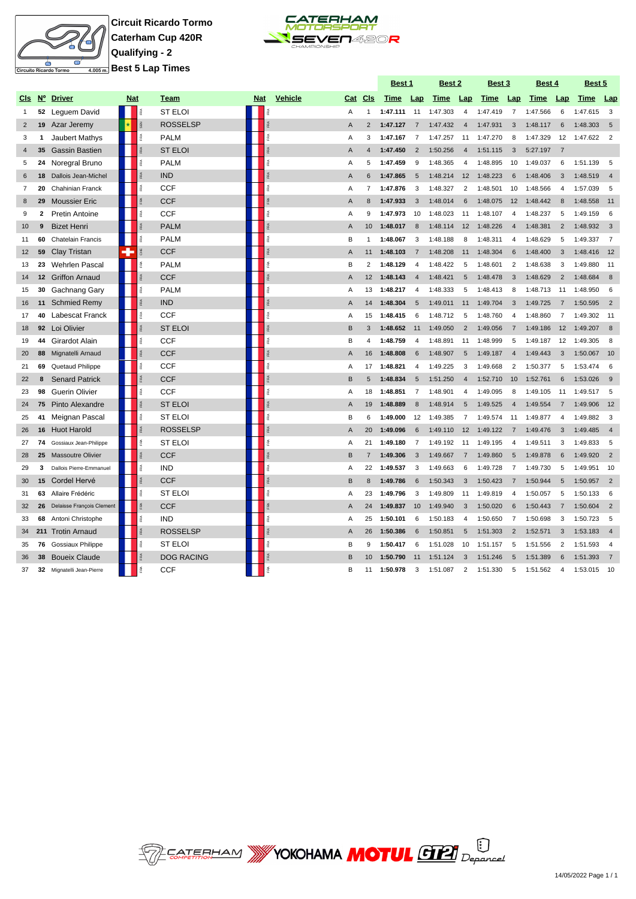**Circuit Ricardo Tormo**
**Caterham Cup 420R**
**Qualifying - 2**
**Best 5 Lap Times**

| Cls | Nº | Driver | Nat | Team | Nat | Vehicle | Cat | Cls | Best 1 Time | Lap | Best 2 Time | Lap | Best 3 Time | Lap | Best 4 Time | Lap | Best 5 Time | Lap |
|---|---|---|---|---|---|---|---|---|---|---|---|---|---|---|---|---|---|---|
| 1 | 52 | Leguem David | FRA | ST ELOI | FRA | | A | 1 | **1:47.111** | 11 | 1:47.303 | 4 | 1:47.419 | 7 | 1:47.566 | 6 | 1:47.615 | 3 |
| 2 | 19 | Azar Jeremy | SEN | ROSSELSP | FRA | | A | 2 | **1:47.127** | 7 | 1:47.432 | 4 | 1:47.931 | 3 | 1:48.117 | 6 | 1:48.303 | 5 |
| 3 | 1 | Jaubert Mathys | FRA | PALM | FRA | | A | 3 | **1:47.167** | 7 | 1:47.257 | 11 | 1:47.270 | 8 | 1:47.329 | 12 | 1:47.622 | 2 |
| 4 | 35 | Gassin Bastien | FRA | ST ELOI | FRA | | A | 4 | **1:47.450** | 2 | 1:50.256 | 4 | 1:51.115 | 3 | 5:27.197 | 7 | | |
| 5 | 24 | Noregral Bruno | FRA | PALM | FRA | | A | 5 | **1:47.459** | 9 | 1:48.365 | 4 | 1:48.895 | 10 | 1:49.037 | 6 | 1:51.139 | 5 |
| 6 | 18 | Dallois Jean-Michel | FRA | IND | FRA | | A | 6 | **1:47.865** | 5 | 1:48.214 | 12 | 1:48.223 | 6 | 1:48.406 | 3 | 1:48.519 | 4 |
| 7 | 20 | Chahinian Franck | FRA | CCF | FRA | | A | 7 | **1:47.876** | 3 | 1:48.327 | 2 | 1:48.501 | 10 | 1:48.566 | 4 | 1:57.039 | 5 |
| 8 | 29 | Moussier Eric | FRA | CCF | FRA | | A | 8 | **1:47.933** | 3 | 1:48.014 | 6 | 1:48.075 | 12 | 1:48.442 | 8 | 1:48.558 | 11 |
| 9 | 2 | Pretin Antoine | FRA | CCF | FRA | | A | 9 | **1:47.973** | 10 | 1:48.023 | 11 | 1:48.107 | 4 | 1:48.237 | 5 | 1:49.159 | 6 |
| 10 | 9 | Bizet Henri | FRA | PALM | FRA | | A | 10 | **1:48.017** | 8 | 1:48.114 | 12 | 1:48.226 | 4 | 1:48.381 | 2 | 1:48.932 | 3 |
| 11 | 60 | Chatelain Francis | FRA | PALM | FRA | | B | 1 | **1:48.067** | 3 | 1:48.188 | 8 | 1:48.311 | 4 | 1:48.629 | 5 | 1:49.337 | 7 |
| 12 | 59 | Clay Tristan | CHE | CCF | FRA | | A | 11 | **1:48.103** | 7 | 1:48.208 | 11 | 1:48.304 | 6 | 1:48.400 | 3 | 1:48.416 | 12 |
| 13 | 23 | Wehrlen Pascal | FRA | PALM | FRA | | B | 2 | **1:48.129** | 4 | 1:48.422 | 5 | 1:48.601 | 2 | 1:48.638 | 3 | 1:49.880 | 11 |
| 14 | 12 | Griffon Arnaud | FRA | CCF | FRA | | A | 12 | **1:48.143** | 4 | 1:48.421 | 5 | 1:48.478 | 3 | 1:48.629 | 2 | 1:48.684 | 8 |
| 15 | 30 | Gachnang Gary | FRA | PALM | FRA | | A | 13 | **1:48.217** | 4 | 1:48.333 | 5 | 1:48.413 | 8 | 1:48.713 | 11 | 1:48.950 | 6 |
| 16 | 11 | Schmied Remy | FRA | IND | FRA | | A | 14 | **1:48.304** | 5 | 1:49.011 | 11 | 1:49.704 | 3 | 1:49.725 | 7 | 1:50.595 | 2 |
| 17 | 40 | Labescat Franck | FRA | CCF | FRA | | A | 15 | **1:48.415** | 6 | 1:48.712 | 5 | 1:48.760 | 4 | 1:48.860 | 7 | 1:49.302 | 11 |
| 18 | 92 | Loi Olivier | FRA | ST ELOI | FRA | | B | 3 | **1:48.652** | 11 | 1:49.050 | 2 | 1:49.056 | 7 | 1:49.186 | 12 | 1:49.207 | 8 |
| 19 | 44 | Girardot Alain | FRA | CCF | FRA | | B | 4 | **1:48.759** | 4 | 1:48.891 | 11 | 1:48.999 | 5 | 1:49.187 | 12 | 1:49.305 | 8 |
| 20 | 88 | Mignatelli Arnaud | FRA | CCF | FRA | | A | 16 | **1:48.808** | 6 | 1:48.907 | 5 | 1:49.187 | 4 | 1:49.443 | 3 | 1:50.067 | 10 |
| 21 | 69 | Quetaud Philippe | FRA | CCF | FRA | | A | 17 | **1:48.821** | 4 | 1:49.225 | 3 | 1:49.668 | 2 | 1:50.377 | 5 | 1:53.474 | 6 |
| 22 | 8 | Senard Patrick | FRA | CCF | FRA | | B | 5 | **1:48.834** | 5 | 1:51.250 | 4 | 1:52.710 | 10 | 1:52.761 | 6 | 1:53.026 | 9 |
| 23 | 98 | Guerin Olivier | FRA | CCF | FRA | | A | 18 | **1:48.851** | 7 | 1:48.901 | 4 | 1:49.095 | 8 | 1:49.105 | 11 | 1:49.517 | 5 |
| 24 | 75 | Pinto Alexandre | FRA | ST ELOI | FRA | | A | 19 | **1:48.889** | 8 | 1:48.914 | 5 | 1:49.525 | 4 | 1:49.554 | 7 | 1:49.906 | 12 |
| 25 | 41 | Meignan Pascal | FRA | ST ELOI | FRA | | B | 6 | **1:49.000** | 12 | 1:49.385 | 7 | 1:49.574 | 11 | 1:49.877 | 4 | 1:49.882 | 3 |
| 26 | 16 | Huot Harold | FRA | ROSSELSP | FRA | | A | 20 | **1:49.096** | 6 | 1:49.110 | 12 | 1:49.122 | 7 | 1:49.476 | 3 | 1:49.485 | 4 |
| 27 | 74 | Gossiaux Jean-Philippe | FRA | ST ELOI | FRA | | A | 21 | **1:49.180** | 7 | 1:49.192 | 11 | 1:49.195 | 4 | 1:49.511 | 3 | 1:49.833 | 5 |
| 28 | 25 | Massoutre Olivier | FRA | CCF | FRA | | B | 7 | **1:49.306** | 3 | 1:49.667 | 7 | 1:49.860 | 5 | 1:49.878 | 6 | 1:49.920 | 2 |
| 29 | 3 | Dallois Pierre-Emmanuel | FRA | IND | FRA | | A | 22 | **1:49.537** | 3 | 1:49.663 | 6 | 1:49.728 | 7 | 1:49.730 | 5 | 1:49.951 | 10 |
| 30 | 15 | Cordel Hervé | FRA | CCF | FRA | | B | 8 | **1:49.786** | 6 | 1:50.343 | 3 | 1:50.423 | 7 | 1:50.944 | 5 | 1:50.957 | 2 |
| 31 | 63 | Allaire Frédéric | FRA | ST ELOI | FRA | | A | 23 | **1:49.796** | 3 | 1:49.809 | 11 | 1:49.819 | 4 | 1:50.057 | 5 | 1:50.133 | 6 |
| 32 | 26 | Delaisse François Clement | FRA | CCF | FRA | | A | 24 | **1:49.837** | 10 | 1:49.940 | 3 | 1:50.020 | 6 | 1:50.443 | 7 | 1:50.604 | 2 |
| 33 | 68 | Antoni Christophe | FRA | IND | FRA | | A | 25 | **1:50.101** | 6 | 1:50.183 | 4 | 1:50.650 | 7 | 1:50.698 | 3 | 1:50.723 | 5 |
| 34 | 211 | Trotin Arnaud | FRA | ROSSELSP | FRA | | A | 26 | **1:50.386** | 6 | 1:50.851 | 5 | 1:51.303 | 2 | 1:52.571 | 3 | 1:53.183 | 4 |
| 35 | 76 | Gossiaux Philippe | FRA | ST ELOI | FRA | | B | 9 | **1:50.417** | 6 | 1:51.028 | 10 | 1:51.157 | 5 | 1:51.556 | 2 | 1:51.593 | 4 |
| 36 | 38 | Boueix Claude | FRA | DOG RACING | FRA | | B | 10 | **1:50.790** | 11 | 1:51.124 | 3 | 1:51.246 | 5 | 1:51.389 | 6 | 1:51.393 | 7 |
| 37 | 32 | Mignatelli Jean-Pierre | FRA | CCF | FRA | | B | 11 | **1:50.978** | 3 | 1:51.087 | 2 | 1:51.330 | 5 | 1:51.562 | 4 | 1:53.015 | 10 |

14/05/2022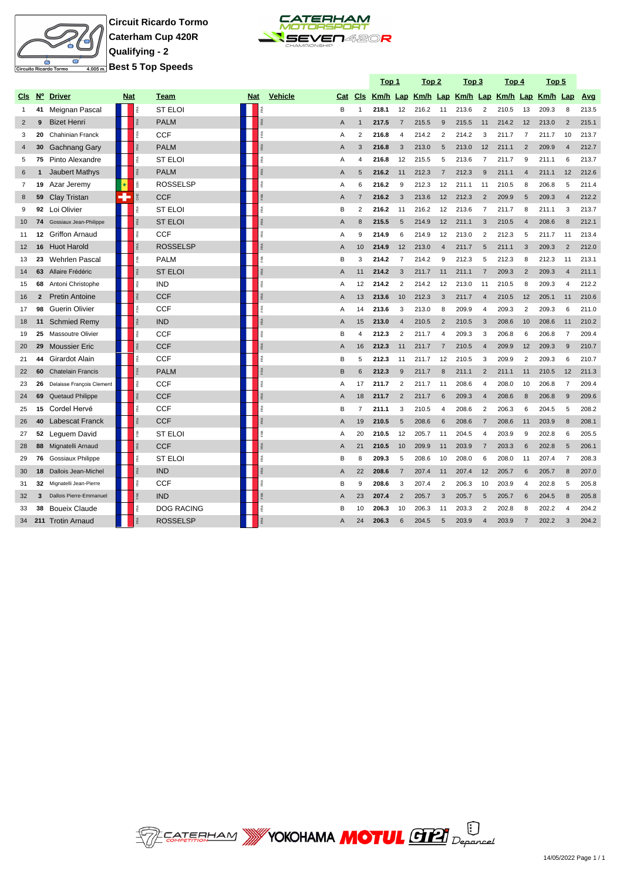**Circuit Ricardo Tormo**
**Caterham Cup 420R**
**Qualifying - 2**
**Best 5 Top Speeds**

| Cls | Nº | Driver | Nat | Team | Nat | Vehicle | Cat | Cls | Top 1 | | Top 2 | | Top 3 | | Top 4 | | Top 5 | | Avg |
|---|---|---|---|---|---|---|---|---|---|---|---|---|---|---|---|---|---|---|---|
| | | | | | | | | | Km/h | Lap | Km/h | Lap | Km/h | Lap | Km/h | Lap | Km/h | Lap | |
| 1 | 41 | Meignan Pascal | FRA | ST ELOI | FRA | | B | 1 | **218.1** | 12 | 216.2 | 11 | 213.6 | 2 | 210.5 | 13 | 209.3 | 8 | 213.5 |
| 2 | 9 | Bizet Henri | FRA | PALM | FRA | | A | 1 | **217.5** | 7 | 215.5 | 9 | 215.5 | 11 | 214.2 | 12 | 213.0 | 2 | 215.1 |
| 3 | 20 | Chahinian Franck | FRA | CCF | FRA | | A | 2 | **216.8** | 4 | 214.2 | 2 | 214.2 | 3 | 211.7 | 7 | 211.7 | 10 | 213.7 |
| 4 | 30 | Gachnang Gary | FRA | PALM | FRA | | A | 3 | **216.8** | 3 | 213.0 | 5 | 213.0 | 12 | 211.1 | 2 | 209.9 | 4 | 212.7 |
| 5 | 75 | Pinto Alexandre | FRA | ST ELOI | FRA | | A | 4 | **216.8** | 12 | 215.5 | 5 | 213.6 | 7 | 211.7 | 9 | 211.1 | 6 | 213.7 |
| 6 | 1 | Jaubert Mathys | FRA | PALM | FRA | | A | 5 | **216.2** | 11 | 212.3 | 7 | 212.3 | 9 | 211.1 | 4 | 211.1 | 12 | 212.6 |
| 7 | 19 | Azar Jeremy | SEN | ROSSELSP | FRA | | A | 6 | **216.2** | 9 | 212.3 | 12 | 211.1 | 11 | 210.5 | 8 | 206.8 | 5 | 211.4 |
| 8 | 59 | Clay Tristan | CHE | CCF | FRA | | A | 7 | **216.2** | 3 | 213.6 | 12 | 212.3 | 2 | 209.9 | 5 | 209.3 | 4 | 212.2 |
| 9 | 92 | Loi Olivier | FRA | ST ELOI | FRA | | B | 2 | **216.2** | 11 | 216.2 | 12 | 213.6 | 7 | 211.7 | 8 | 211.1 | 3 | 213.7 |
| 10 | 74 | Gossiaux Jean-Philippe | FRA | ST ELOI | FRA | | A | 8 | **215.5** | 5 | 214.9 | 12 | 211.1 | 3 | 210.5 | 4 | 208.6 | 8 | 212.1 |
| 11 | 12 | Griffon Arnaud | FRA | CCF | FRA | | A | 9 | **214.9** | 6 | 214.9 | 12 | 213.0 | 2 | 212.3 | 5 | 211.7 | 11 | 213.4 |
| 12 | 16 | Huot Harold | FRA | ROSSELSP | FRA | | A | 10 | **214.9** | 12 | 213.0 | 4 | 211.7 | 5 | 211.1 | 3 | 209.3 | 2 | 212.0 |
| 13 | 23 | Wehrlen Pascal | FRA | PALM | FRA | | B | 3 | **214.2** | 7 | 214.2 | 9 | 212.3 | 5 | 212.3 | 8 | 212.3 | 11 | 213.1 |
| 14 | 63 | Allaire Frédéric | FRA | ST ELOI | FRA | | A | 11 | **214.2** | 3 | 211.7 | 11 | 211.1 | 7 | 209.3 | 2 | 209.3 | 4 | 211.1 |
| 15 | 68 | Antoni Christophe | FRA | IND | FRA | | A | 12 | **214.2** | 2 | 214.2 | 12 | 213.0 | 11 | 210.5 | 8 | 209.3 | 4 | 212.2 |
| 16 | 2 | Pretin Antoine | FRA | CCF | FRA | | A | 13 | **213.6** | 10 | 212.3 | 3 | 211.7 | 4 | 210.5 | 12 | 205.1 | 11 | 210.6 |
| 17 | 98 | Guerin Olivier | FRA | CCF | FRA | | A | 14 | **213.6** | 3 | 213.0 | 8 | 209.9 | 4 | 209.3 | 2 | 209.3 | 6 | 211.0 |
| 18 | 11 | Schmied Remy | FRA | IND | FRA | | A | 15 | **213.0** | 4 | 210.5 | 2 | 210.5 | 3 | 208.6 | 10 | 208.6 | 11 | 210.2 |
| 19 | 25 | Massoutre Olivier | FRA | CCF | FRA | | B | 4 | **212.3** | 2 | 211.7 | 4 | 209.3 | 3 | 206.8 | 6 | 206.8 | 7 | 209.4 |
| 20 | 29 | Moussier Eric | FRA | CCF | FRA | | A | 16 | **212.3** | 11 | 211.7 | 7 | 210.5 | 4 | 209.9 | 12 | 209.3 | 9 | 210.7 |
| 21 | 44 | Girardot Alain | FRA | CCF | FRA | | B | 5 | **212.3** | 11 | 211.7 | 12 | 210.5 | 3 | 209.9 | 2 | 209.3 | 6 | 210.7 |
| 22 | 60 | Chatelain Francis | FRA | PALM | FRA | | B | 6 | **212.3** | 9 | 211.7 | 8 | 211.1 | 2 | 211.1 | 11 | 210.5 | 12 | 211.3 |
| 23 | 26 | Delaisse François Clement | FRA | CCF | FRA | | A | 17 | **211.7** | 2 | 211.7 | 11 | 208.6 | 4 | 208.0 | 10 | 206.8 | 7 | 209.4 |
| 24 | 69 | Quetaud Philippe | FRA | CCF | FRA | | A | 18 | **211.7** | 2 | 211.7 | 6 | 209.3 | 4 | 208.6 | 8 | 206.8 | 9 | 209.6 |
| 25 | 15 | Cordel Hervé | FRA | CCF | FRA | | B | 7 | **211.1** | 3 | 210.5 | 4 | 208.6 | 2 | 206.3 | 6 | 204.5 | 5 | 208.2 |
| 26 | 40 | Labescat Franck | FRA | CCF | FRA | | A | 19 | **210.5** | 5 | 208.6 | 6 | 208.6 | 7 | 208.6 | 11 | 203.9 | 8 | 208.1 |
| 27 | 52 | Leguem David | FRA | ST ELOI | FRA | | A | 20 | **210.5** | 12 | 205.7 | 11 | 204.5 | 4 | 203.9 | 9 | 202.8 | 6 | 205.5 |
| 28 | 88 | Mignatelli Arnaud | FRA | CCF | FRA | | A | 21 | **210.5** | 10 | 209.9 | 11 | 203.9 | 7 | 203.3 | 6 | 202.8 | 5 | 206.1 |
| 29 | 76 | Gossiaux Philippe | FRA | ST ELOI | FRA | | B | 8 | **209.3** | 5 | 208.6 | 10 | 208.0 | 6 | 208.0 | 11 | 207.4 | 7 | 208.3 |
| 30 | 18 | Dallois Jean-Michel | FRA | IND | FRA | | A | 22 | **208.6** | 7 | 207.4 | 11 | 207.4 | 12 | 205.7 | 6 | 205.7 | 8 | 207.0 |
| 31 | 32 | Mignatelli Jean-Pierre | FRA | CCF | FRA | | B | 9 | **208.6** | 3 | 207.4 | 2 | 206.3 | 10 | 203.9 | 4 | 202.8 | 5 | 205.8 |
| 32 | 3 | Dallois Pierre-Emmanuel | FRA | IND | FRA | | A | 23 | **207.4** | 2 | 205.7 | 3 | 205.7 | 5 | 205.7 | 6 | 204.5 | 8 | 205.8 |
| 33 | 38 | Boueix Claude | FRA | DOG RACING | FRA | | B | 10 | **206.3** | 10 | 206.3 | 11 | 203.3 | 2 | 202.8 | 8 | 202.2 | 4 | 204.2 |
| 34 | 211 | Trotin Arnaud | FRA | ROSSELSP | FRA | | A | 24 | **206.3** | 6 | 204.5 | 5 | 203.9 | 4 | 203.9 | 7 | 202.2 | 3 | 204.2 |

14/05/2022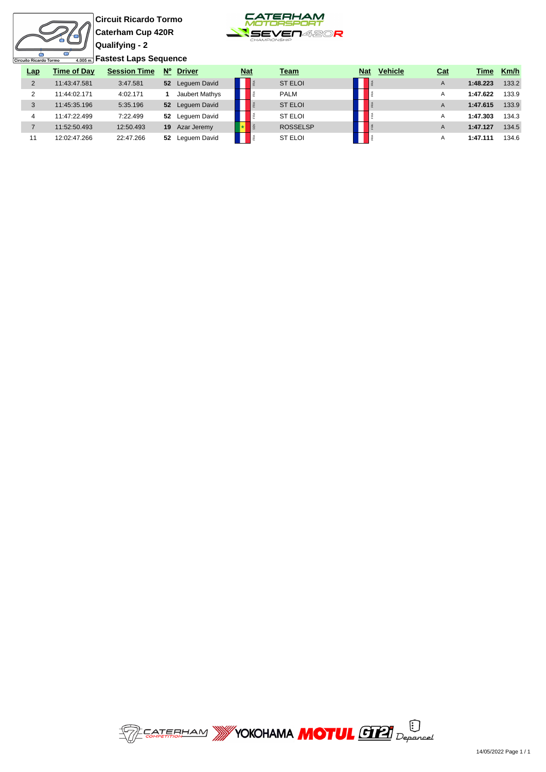**Circuit Ricardo Tormo**

**Caterham Cup 420R**

**Qualifying - 2**

**Fastest Laps Sequence**

| Lap | Time of Day | Session Time | Nº | Driver | Nat | Team | Nat | Vehicle | Cat | Time | Km/h |
|---|---|---|---|---|---|---|---|---|---|---|---|
| 2 | 11:43:47.581 | 3:47.581 | **52** | Leguem David | FRA | ST ELOI | FRA | | A | **1:48.223** | 133.2 |
| 2 | 11:44:02.171 | 4:02.171 | **1** | Jaubert Mathys | FRA | PALM | FRA | | A | **1:47.622** | 133.9 |
| 3 | 11:45:35.196 | 5:35.196 | **52** | Leguem David | FRA | ST ELOI | FRA | | A | **1:47.615** | 133.9 |
| 4 | 11:47:22.499 | 7:22.499 | **52** | Leguem David | FRA | ST ELOI | FRA | | A | **1:47.303** | 134.3 |
| 7 | 11:52:50.493 | 12:50.493 | **19** | Azar Jeremy | SEN | ROSSELSP | FRA | | A | **1:47.127** | 134.5 |
| 11 | 12:02:47.266 | 22:47.266 | **52** | Leguem David | FRA | ST ELOI | FRA | | A | **1:47.111** | 134.6 |

14/05/2022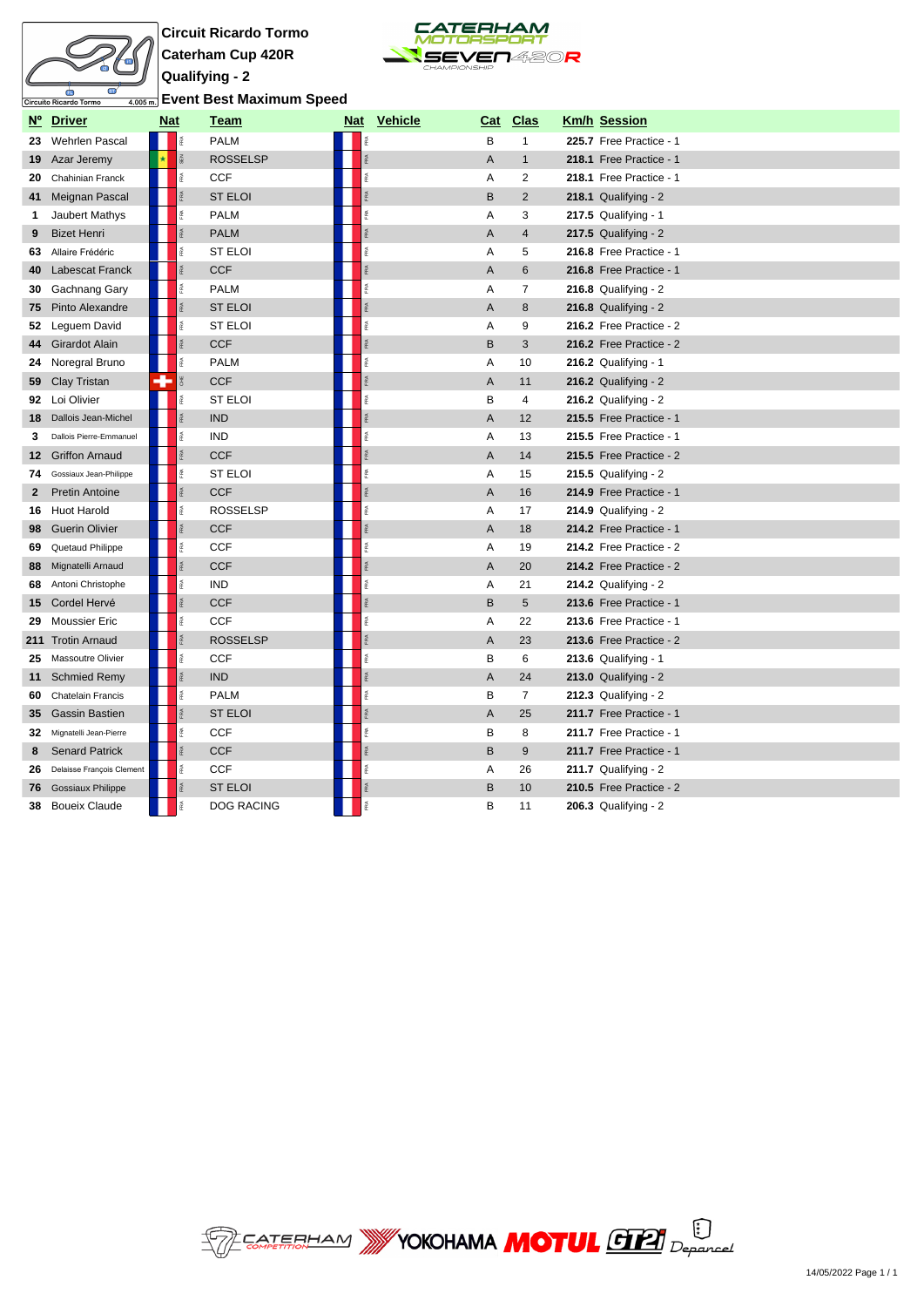Circuit Ricardo Tormo

Caterham Cup 420R

Qualifying - 2

**Event Best Maximum Speed**

| Nº | Driver | Nat | Team | Nat | Vehicle | Cat | Clas | Km/h | Session |
|---|---|---|---|---|---|---|---|---|---|
| 23 | Wehrlen Pascal | FRA | PALM | FRA | | B | 1 | 225.7 | Free Practice - 1 |
| 19 | Azar Jeremy | SEN | ROSSELSP | FRA | | A | 1 | 218.1 | Free Practice - 1 |
| 20 | Chahinian Franck | FRA | CCF | FRA | | A | 2 | 218.1 | Free Practice - 1 |
| 41 | Meignan Pascal | FRA | ST ELOI | FRA | | B | 2 | 218.1 | Qualifying - 2 |
| 1 | Jaubert Mathys | FRA | PALM | FRA | | A | 3 | 217.5 | Qualifying - 1 |
| 9 | Bizet Henri | FRA | PALM | FRA | | A | 4 | 217.5 | Qualifying - 2 |
| 63 | Allaire Frédéric | FRA | ST ELOI | FRA | | A | 5 | 216.8 | Free Practice - 1 |
| 40 | Labescat Franck | FRA | CCF | FRA | | A | 6 | 216.8 | Free Practice - 1 |
| 30 | Gachnang Gary | FRA | PALM | FRA | | A | 7 | 216.8 | Qualifying - 2 |
| 75 | Pinto Alexandre | FRA | ST ELOI | FRA | | A | 8 | 216.8 | Qualifying - 2 |
| 52 | Leguem David | FRA | ST ELOI | FRA | | A | 9 | 216.2 | Free Practice - 2 |
| 44 | Girardot Alain | FRA | CCF | FRA | | B | 3 | 216.2 | Free Practice - 2 |
| 24 | Noregral Bruno | FRA | PALM | FRA | | A | 10 | 216.2 | Qualifying - 1 |
| 59 | Clay Tristan | CHE | CCF | FRA | | A | 11 | 216.2 | Qualifying - 2 |
| 92 | Loi Olivier | FRA | ST ELOI | FRA | | B | 4 | 216.2 | Qualifying - 2 |
| 18 | Dallois Jean-Michel | FRA | IND | FRA | | A | 12 | 215.5 | Free Practice - 1 |
| 3 | Dallois Pierre-Emmanuel | FRA | IND | FRA | | A | 13 | 215.5 | Free Practice - 1 |
| 12 | Griffon Arnaud | FRA | CCF | FRA | | A | 14 | 215.5 | Free Practice - 2 |
| 74 | Gossiaux Jean-Philippe | FRA | ST ELOI | FRA | | A | 15 | 215.5 | Qualifying - 2 |
| 2 | Pretin Antoine | FRA | CCF | FRA | | A | 16 | 214.9 | Free Practice - 1 |
| 16 | Huot Harold | FRA | ROSSELSP | FRA | | A | 17 | 214.9 | Qualifying - 2 |
| 98 | Guerin Olivier | FRA | CCF | FRA | | A | 18 | 214.2 | Free Practice - 1 |
| 69 | Quetaud Philippe | FRA | CCF | FRA | | A | 19 | 214.2 | Free Practice - 2 |
| 88 | Mignatelli Arnaud | FRA | CCF | FRA | | A | 20 | 214.2 | Free Practice - 2 |
| 68 | Antoni Christophe | FRA | IND | FRA | | A | 21 | 214.2 | Qualifying - 2 |
| 15 | Cordel Hervé | FRA | CCF | FRA | | B | 5 | 213.6 | Free Practice - 1 |
| 29 | Moussier Eric | FRA | CCF | FRA | | A | 22 | 213.6 | Free Practice - 1 |
| 211 | Trotin Arnaud | FRA | ROSSELSP | FRA | | A | 23 | 213.6 | Free Practice - 2 |
| 25 | Massoutre Olivier | FRA | CCF | FRA | | B | 6 | 213.6 | Qualifying - 1 |
| 11 | Schmied Remy | FRA | IND | FRA | | A | 24 | 213.0 | Qualifying - 2 |
| 60 | Chatelain Francis | FRA | PALM | FRA | | B | 7 | 212.3 | Qualifying - 2 |
| 35 | Gassin Bastien | FRA | ST ELOI | FRA | | A | 25 | 211.7 | Free Practice - 1 |
| 32 | Mignatelli Jean-Pierre | FRA | CCF | FRA | | B | 8 | 211.7 | Free Practice - 1 |
| 8 | Senard Patrick | FRA | CCF | FRA | | B | 9 | 211.7 | Free Practice - 1 |
| 26 | Delaisse François Clement | FRA | CCF | FRA | | A | 26 | 211.7 | Qualifying - 2 |
| 76 | Gossiaux Philippe | FRA | ST ELOI | FRA | | B | 10 | 210.5 | Free Practice - 2 |
| 38 | Boueix Claude | FRA | DOG RACING | FRA | | B | 11 | 206.3 | Qualifying - 2 |

14/05/2022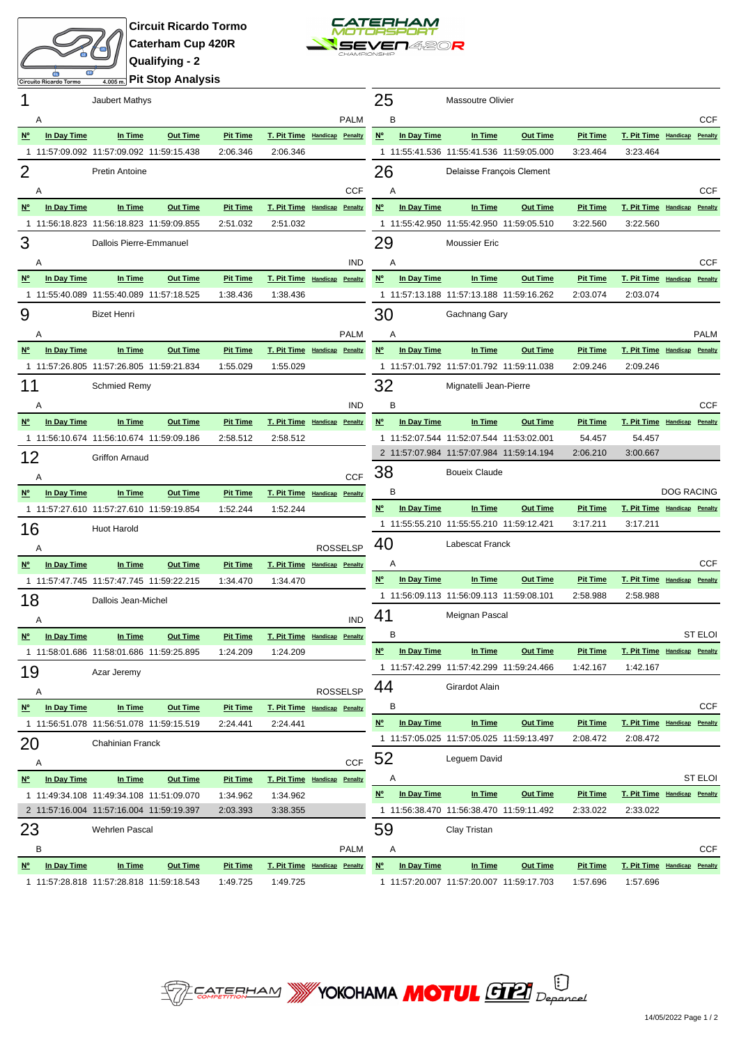# Circuit Ricardo Tormo
## Caterham Cup 420R
## Qualifying - 2
## Pit Stop Analysis

Circuito Ricardo Tormo 4.005 m.

**1** Jaubert Mathys — A — PALM

| Nº | In Day Time | In Time | Out Time | Pit Time | T. Pit Time | Handicap | Penalty |
|---|---|---|---|---|---|---|---|
| 1 | 11:57:09.092 | 11:57:09.092 | 11:59:15.438 | 2:06.346 | 2:06.346 | | |

**2** Pretin Antoine — A — CCF

| Nº | In Day Time | In Time | Out Time | Pit Time | T. Pit Time | Handicap | Penalty |
|---|---|---|---|---|---|---|---|
| 1 | 11:56:18.823 | 11:56:18.823 | 11:59:09.855 | 2:51.032 | 2:51.032 | | |

**3** Dallois Pierre-Emmanuel — A — IND

| Nº | In Day Time | In Time | Out Time | Pit Time | T. Pit Time | Handicap | Penalty |
|---|---|---|---|---|---|---|---|
| 1 | 11:55:40.089 | 11:55:40.089 | 11:57:18.525 | 1:38.436 | 1:38.436 | | |

**9** Bizet Henri — A — PALM

| Nº | In Day Time | In Time | Out Time | Pit Time | T. Pit Time | Handicap | Penalty |
|---|---|---|---|---|---|---|---|
| 1 | 11:57:26.805 | 11:57:26.805 | 11:59:21.834 | 1:55.029 | 1:55.029 | | |

**11** Schmied Remy — A — IND

| Nº | In Day Time | In Time | Out Time | Pit Time | T. Pit Time | Handicap | Penalty |
|---|---|---|---|---|---|---|---|
| 1 | 11:56:10.674 | 11:56:10.674 | 11:59:09.186 | 2:58.512 | 2:58.512 | | |

**12** Griffon Arnaud — A — CCF

| Nº | In Day Time | In Time | Out Time | Pit Time | T. Pit Time | Handicap | Penalty |
|---|---|---|---|---|---|---|---|
| 1 | 11:57:27.610 | 11:57:27.610 | 11:59:19.854 | 1:52.244 | 1:52.244 | | |

**16** Huot Harold — A — ROSSELSP

| Nº | In Day Time | In Time | Out Time | Pit Time | T. Pit Time | Handicap | Penalty |
|---|---|---|---|---|---|---|---|
| 1 | 11:57:47.745 | 11:57:47.745 | 11:59:22.215 | 1:34.470 | 1:34.470 | | |

**18** Dallois Jean-Michel — A — IND

| Nº | In Day Time | In Time | Out Time | Pit Time | T. Pit Time | Handicap | Penalty |
|---|---|---|---|---|---|---|---|
| 1 | 11:58:01.686 | 11:58:01.686 | 11:59:25.895 | 1:24.209 | 1:24.209 | | |

**19** Azar Jeremy — A — ROSSELSP

| Nº | In Day Time | In Time | Out Time | Pit Time | T. Pit Time | Handicap | Penalty |
|---|---|---|---|---|---|---|---|
| 1 | 11:56:51.078 | 11:56:51.078 | 11:59:15.519 | 2:24.441 | 2:24.441 | | |

**20** Chahinian Franck — A — CCF

| Nº | In Day Time | In Time | Out Time | Pit Time | T. Pit Time | Handicap | Penalty |
|---|---|---|---|---|---|---|---|
| 1 | 11:49:34.108 | 11:49:34.108 | 11:51:09.070 | 1:34.962 | 1:34.962 | | |
| 2 | 11:57:16.004 | 11:57:16.004 | 11:59:19.397 | 2:03.393 | 3:38.355 | | |

**23** Wehrlen Pascal — B — PALM

| Nº | In Day Time | In Time | Out Time | Pit Time | T. Pit Time | Handicap | Penalty |
|---|---|---|---|---|---|---|---|
| 1 | 11:57:28.818 | 11:57:28.818 | 11:59:18.543 | 1:49.725 | 1:49.725 | | |

**25** Massoutre Olivier — B — CCF

| Nº | In Day Time | In Time | Out Time | Pit Time | T. Pit Time | Handicap | Penalty |
|---|---|---|---|---|---|---|---|
| 1 | 11:55:41.536 | 11:55:41.536 | 11:59:05.000 | 3:23.464 | 3:23.464 | | |

**26** Delaisse François Clement — A — CCF

| Nº | In Day Time | In Time | Out Time | Pit Time | T. Pit Time | Handicap | Penalty |
|---|---|---|---|---|---|---|---|
| 1 | 11:55:42.950 | 11:55:42.950 | 11:59:05.510 | 3:22.560 | 3:22.560 | | |

**29** Moussier Eric — A — CCF

| Nº | In Day Time | In Time | Out Time | Pit Time | T. Pit Time | Handicap | Penalty |
|---|---|---|---|---|---|---|---|
| 1 | 11:57:13.188 | 11:57:13.188 | 11:59:16.262 | 2:03.074 | 2:03.074 | | |

**30** Gachnang Gary — A — PALM

| Nº | In Day Time | In Time | Out Time | Pit Time | T. Pit Time | Handicap | Penalty |
|---|---|---|---|---|---|---|---|
| 1 | 11:57:01.792 | 11:57:01.792 | 11:59:11.038 | 2:09.246 | 2:09.246 | | |

**32** Mignatelli Jean-Pierre — B — CCF

| Nº | In Day Time | In Time | Out Time | Pit Time | T. Pit Time | Handicap | Penalty |
|---|---|---|---|---|---|---|---|
| 1 | 11:52:07.544 | 11:52:07.544 | 11:53:02.001 | 54.457 | 54.457 | | |
| 2 | 11:57:07.984 | 11:57:07.984 | 11:59:14.194 | 2:06.210 | 3:00.667 | | |

**38** Boueix Claude — B — DOG RACING

| Nº | In Day Time | In Time | Out Time | Pit Time | T. Pit Time | Handicap | Penalty |
|---|---|---|---|---|---|---|---|
| 1 | 11:55:55.210 | 11:55:55.210 | 11:59:12.421 | 3:17.211 | 3:17.211 | | |

**40** Labescat Franck — A — CCF

| Nº | In Day Time | In Time | Out Time | Pit Time | T. Pit Time | Handicap | Penalty |
|---|---|---|---|---|---|---|---|
| 1 | 11:56:09.113 | 11:56:09.113 | 11:59:08.101 | 2:58.988 | 2:58.988 | | |

**41** Meignan Pascal — B — ST ELOI

| Nº | In Day Time | In Time | Out Time | Pit Time | T. Pit Time | Handicap | Penalty |
|---|---|---|---|---|---|---|---|
| 1 | 11:57:42.299 | 11:57:42.299 | 11:59:24.466 | 1:42.167 | 1:42.167 | | |

**44** Girardot Alain — B — CCF

| Nº | In Day Time | In Time | Out Time | Pit Time | T. Pit Time | Handicap | Penalty |
|---|---|---|---|---|---|---|---|
| 1 | 11:57:05.025 | 11:57:05.025 | 11:59:13.497 | 2:08.472 | 2:08.472 | | |

**52** Leguem David — A — ST ELOI

| Nº | In Day Time | In Time | Out Time | Pit Time | T. Pit Time | Handicap | Penalty |
|---|---|---|---|---|---|---|---|
| 1 | 11:56:38.470 | 11:56:38.470 | 11:59:11.492 | 2:33.022 | 2:33.022 | | |

**59** Clay Tristan — A — CCF

| Nº | In Day Time | In Time | Out Time | Pit Time | T. Pit Time | Handicap | Penalty |
|---|---|---|---|---|---|---|---|
| 1 | 11:57:20.007 | 11:57:20.007 | 11:59:17.703 | 1:57.696 | 1:57.696 | | |

14/05/2022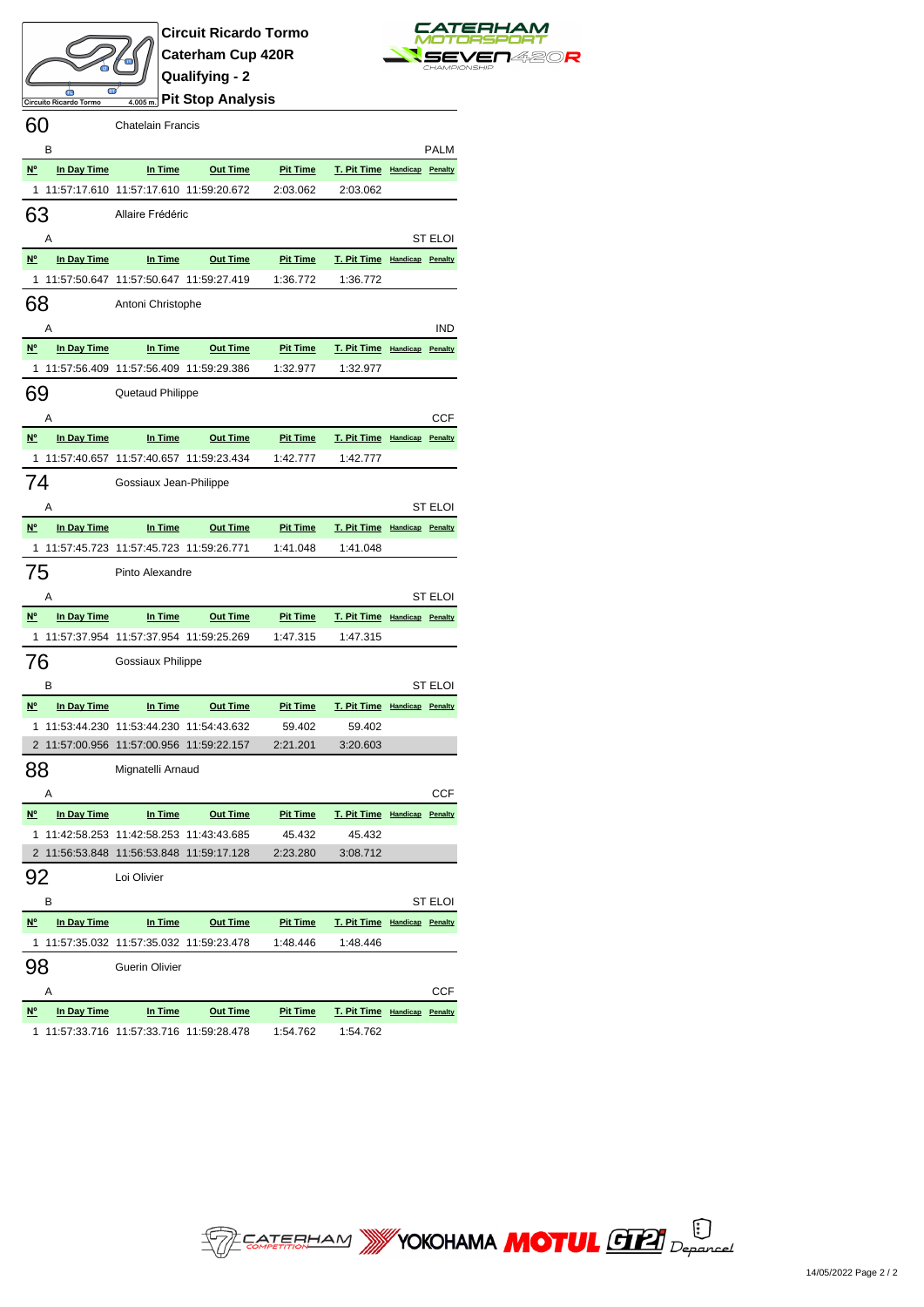**Circuit Ricardo Tormo**
**Caterham Cup 420R**
**Qualifying - 2**
**Pit Stop Analysis**

## 60 Chatelain Francis

B — PALM

| Nº | In Day Time | In Time | Out Time | Pit Time | T. Pit Time | Handicap | Penalty |
|---|---|---|---|---|---|---|---|
| 1 | 11:57:17.610 | 11:57:17.610 | 11:59:20.672 | 2:03.062 | 2:03.062 | | |

## 63 Allaire Frédéric

A — ST ELOI

| Nº | In Day Time | In Time | Out Time | Pit Time | T. Pit Time | Handicap | Penalty |
|---|---|---|---|---|---|---|---|
| 1 | 11:57:50.647 | 11:57:50.647 | 11:59:27.419 | 1:36.772 | 1:36.772 | | |

## 68 Antoni Christophe

A — IND

| Nº | In Day Time | In Time | Out Time | Pit Time | T. Pit Time | Handicap | Penalty |
|---|---|---|---|---|---|---|---|
| 1 | 11:57:56.409 | 11:57:56.409 | 11:59:29.386 | 1:32.977 | 1:32.977 | | |

## 69 Quetaud Philippe

A — CCF

| Nº | In Day Time | In Time | Out Time | Pit Time | T. Pit Time | Handicap | Penalty |
|---|---|---|---|---|---|---|---|
| 1 | 11:57:40.657 | 11:57:40.657 | 11:59:23.434 | 1:42.777 | 1:42.777 | | |

## 74 Gossiaux Jean-Philippe

A — ST ELOI

| Nº | In Day Time | In Time | Out Time | Pit Time | T. Pit Time | Handicap | Penalty |
|---|---|---|---|---|---|---|---|
| 1 | 11:57:45.723 | 11:57:45.723 | 11:59:26.771 | 1:41.048 | 1:41.048 | | |

## 75 Pinto Alexandre

A — ST ELOI

| Nº | In Day Time | In Time | Out Time | Pit Time | T. Pit Time | Handicap | Penalty |
|---|---|---|---|---|---|---|---|
| 1 | 11:57:37.954 | 11:57:37.954 | 11:59:25.269 | 1:47.315 | 1:47.315 | | |

## 76 Gossiaux Philippe

B — ST ELOI

| Nº | In Day Time | In Time | Out Time | Pit Time | T. Pit Time | Handicap | Penalty |
|---|---|---|---|---|---|---|---|
| 1 | 11:53:44.230 | 11:53:44.230 | 11:54:43.632 | 59.402 | 59.402 | | |
| 2 | 11:57:00.956 | 11:57:00.956 | 11:59:22.157 | 2:21.201 | 3:20.603 | | |

## 88 Mignatelli Arnaud

A — CCF

| Nº | In Day Time | In Time | Out Time | Pit Time | T. Pit Time | Handicap | Penalty |
|---|---|---|---|---|---|---|---|
| 1 | 11:42:58.253 | 11:42:58.253 | 11:43:43.685 | 45.432 | 45.432 | | |
| 2 | 11:56:53.848 | 11:56:53.848 | 11:59:17.128 | 2:23.280 | 3:08.712 | | |

## 92 Loi Olivier

B — ST ELOI

| Nº | In Day Time | In Time | Out Time | Pit Time | T. Pit Time | Handicap | Penalty |
|---|---|---|---|---|---|---|---|
| 1 | 11:57:35.032 | 11:57:35.032 | 11:59:23.478 | 1:48.446 | 1:48.446 | | |

## 98 Guerin Olivier

A — CCF

| Nº | In Day Time | In Time | Out Time | Pit Time | T. Pit Time | Handicap | Penalty |
|---|---|---|---|---|---|---|---|
| 1 | 11:57:33.716 | 11:57:33.716 | 11:59:28.478 | 1:54.762 | 1:54.762 | | |

14/05/2022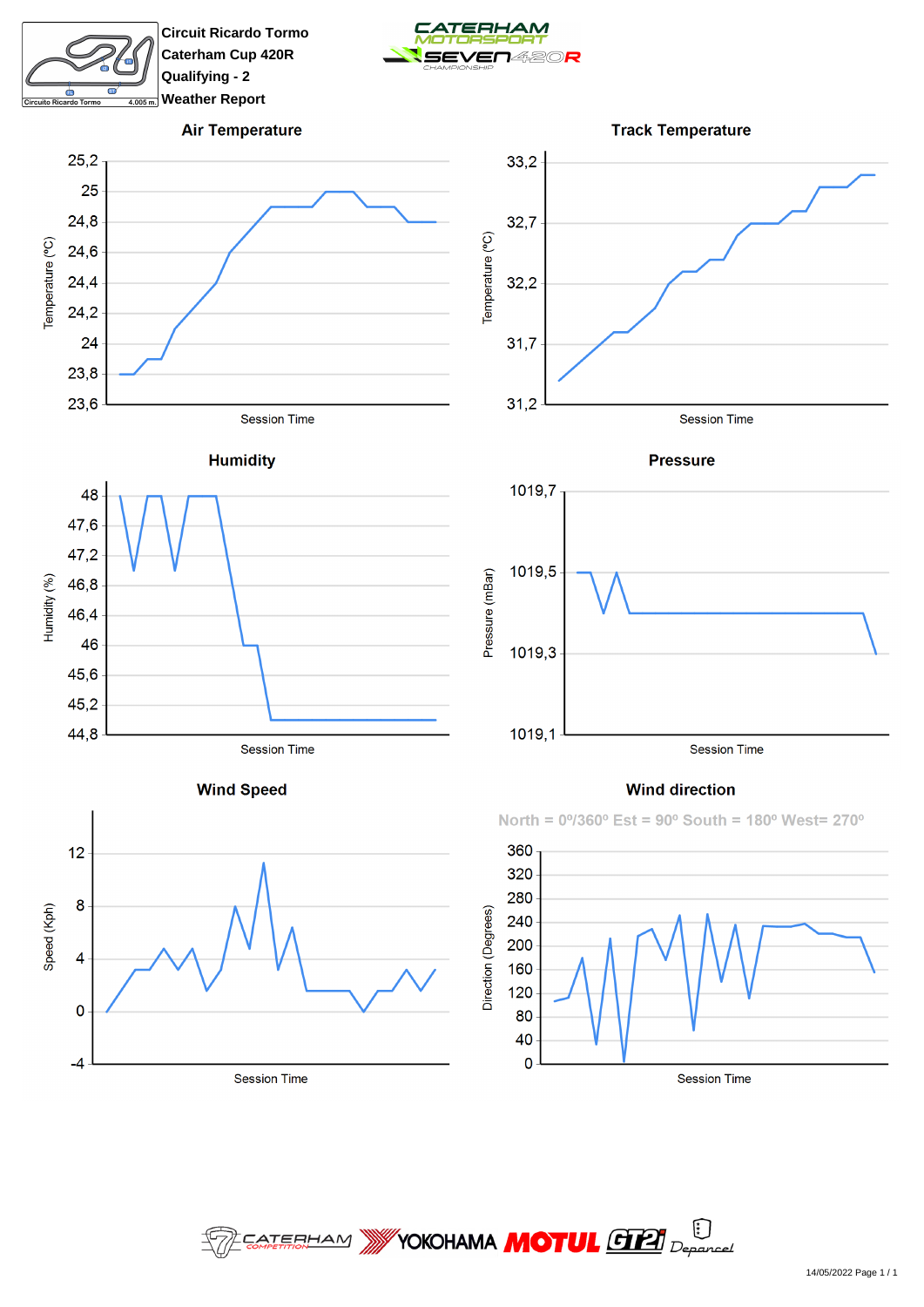Circuit Ricardo Tormo
Caterham Cup 420R
Qualifying - 2
Weather Report

## Air Temperature

Temperature (ºC)

25,2
25
24,8
24,6
24,4
24,2
24
23,8
23,6

Session Time

## Track Temperature

Temperature (ºC)

33,2
32,7
32,2
31,7
31,2

Session Time

## Humidity

Humidity (%)

48
47,6
47,2
46,8
46,4
46
45,6
45,2
44,8

Session Time

## Pressure

Pressure (mBar)

1019,7
1019,5
1019,3
1019,1

Session Time

## Wind Speed

Speed (Kph)

12
8
4
0
-4

Session Time

## Wind direction

North = 0º/360º Est = 90º South = 180º West= 270º

Direction (Degrees)

360
320
280
240
200
160
120
80
40
0

Session Time

14/05/2022